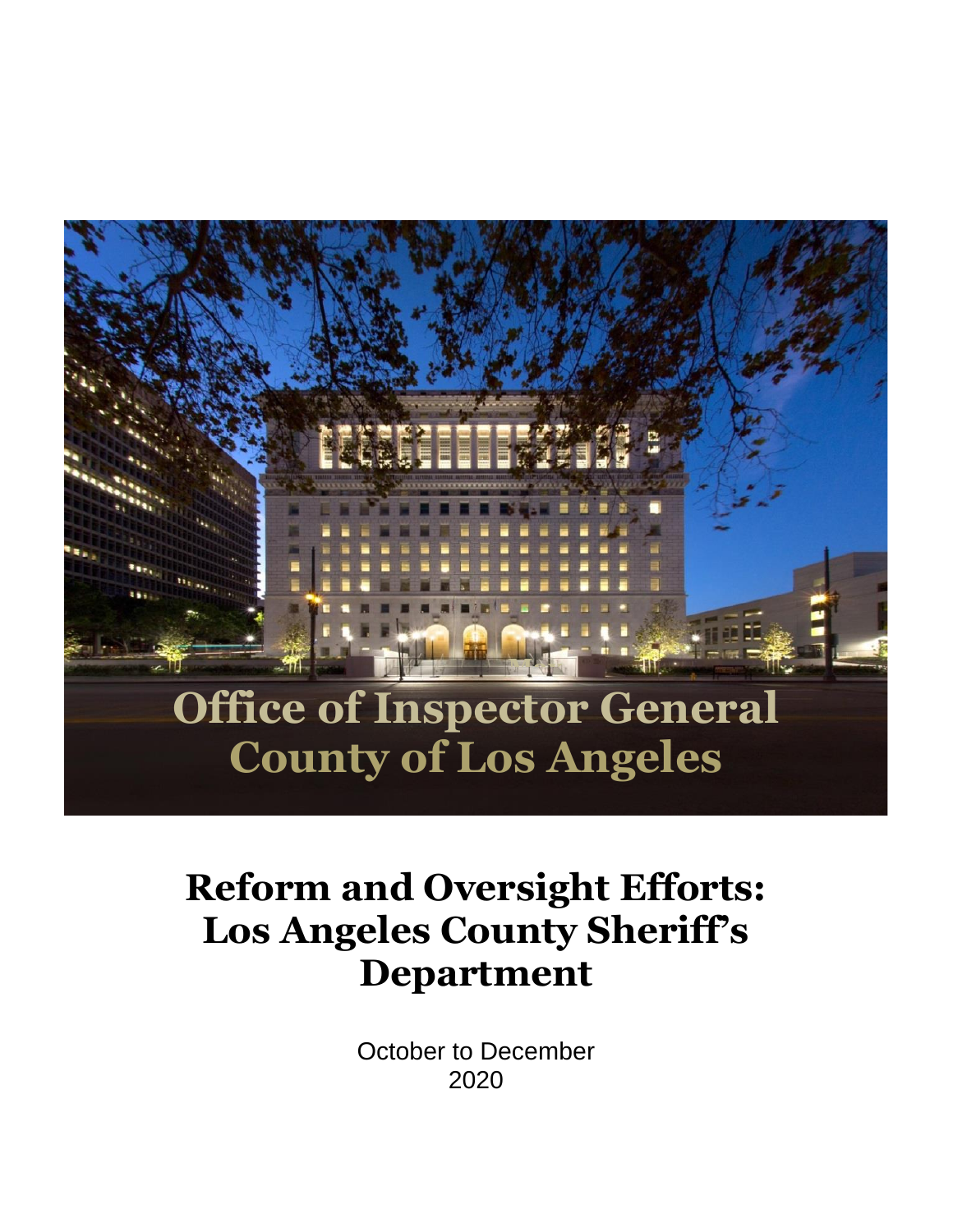# Office of Inspector General
# County of Los Angeles

# Reform and Oversight Efforts: Los Angeles County Sheriff's Department

October to December
2020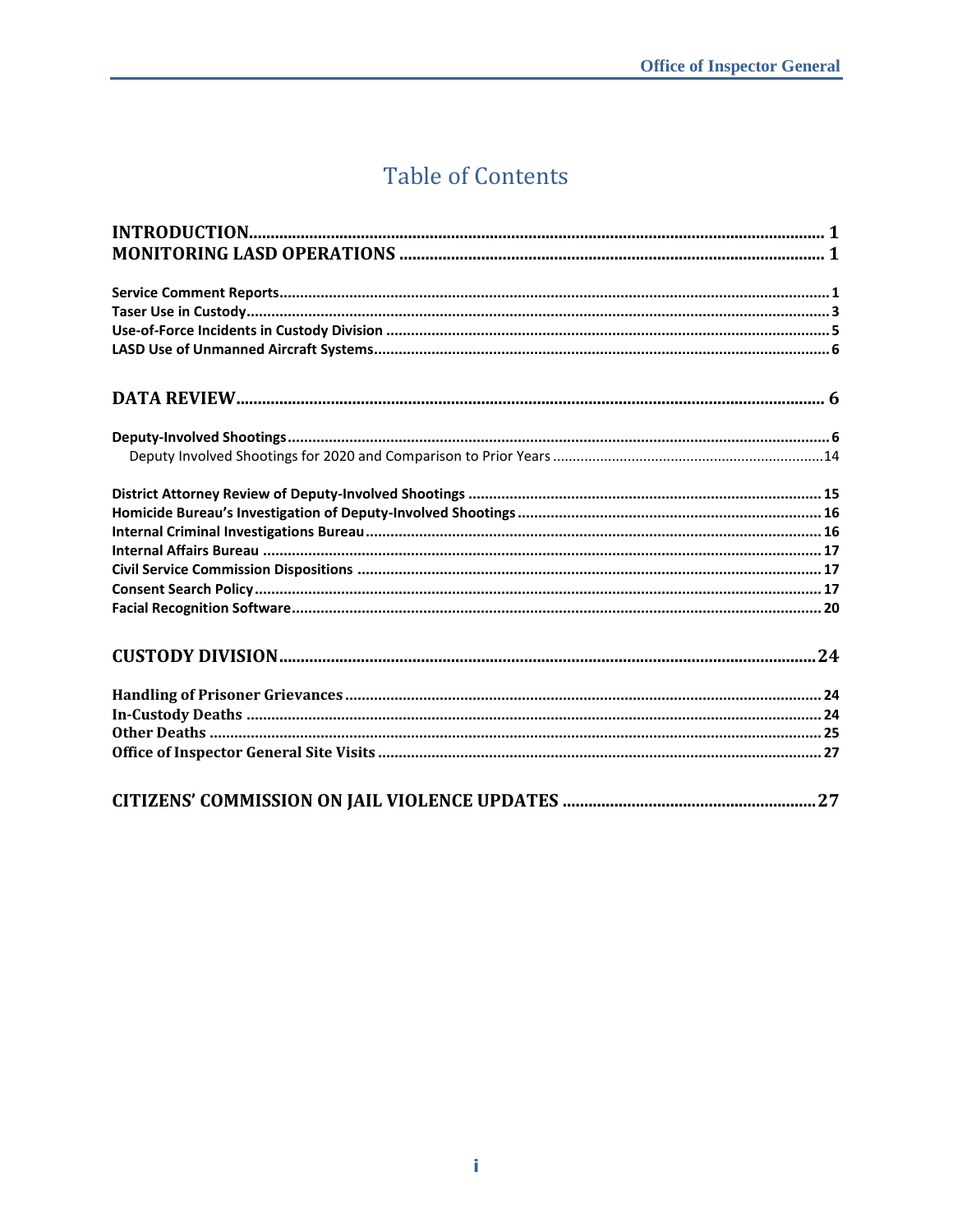# Table of Contents

**INTRODUCTION** ... 1
**MONITORING LASD OPERATIONS** ... 1

- **Service Comment Reports** ... 1
- **Taser Use in Custody** ... 3
- **Use-of-Force Incidents in Custody Division** ... 5
- **LASD Use of Unmanned Aircraft Systems** ... 6

**DATA REVIEW** ... 6

- **Deputy-Involved Shootings** ... 6
  - Deputy Involved Shootings for 2020 and Comparison to Prior Years ... 14
- **District Attorney Review of Deputy-Involved Shootings** ... 15
- **Homicide Bureau's Investigation of Deputy-Involved Shootings** ... 16
- **Internal Criminal Investigations Bureau** ... 16
- **Internal Affairs Bureau** ... 17
- **Civil Service Commission Dispositions** ... 17
- **Consent Search Policy** ... 17
- **Facial Recognition Software** ... 20

**CUSTODY DIVISION** ... 24

- **Handling of Prisoner Grievances** ... 24
- **In-Custody Deaths** ... 24
- **Other Deaths** ... 25
- **Office of Inspector General Site Visits** ... 27

**CITIZENS' COMMISSION ON JAIL VIOLENCE UPDATES** ... 27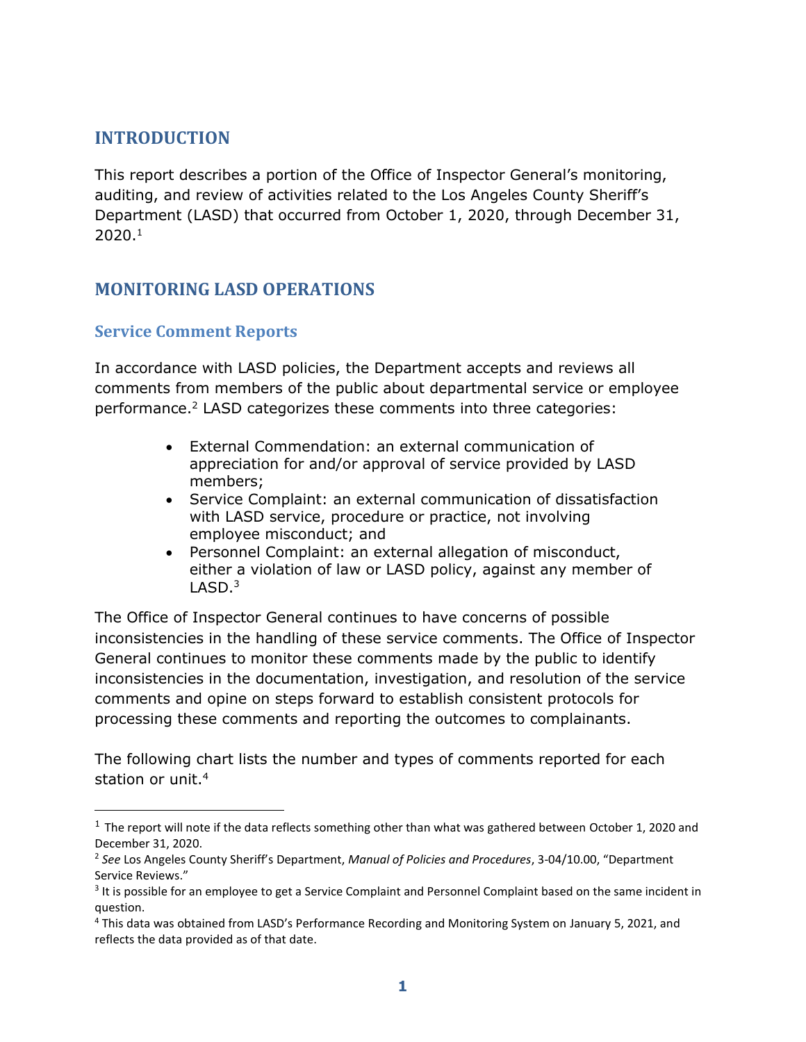## INTRODUCTION

This report describes a portion of the Office of Inspector General's monitoring, auditing, and review of activities related to the Los Angeles County Sheriff's Department (LASD) that occurred from October 1, 2020, through December 31, 2020.[1]

## MONITORING LASD OPERATIONS

### Service Comment Reports

In accordance with LASD policies, the Department accepts and reviews all comments from members of the public about departmental service or employee performance.[2] LASD categorizes these comments into three categories:

- External Commendation: an external communication of appreciation for and/or approval of service provided by LASD members;
- Service Complaint: an external communication of dissatisfaction with LASD service, procedure or practice, not involving employee misconduct; and
- Personnel Complaint: an external allegation of misconduct, either a violation of law or LASD policy, against any member of LASD.[3]

The Office of Inspector General continues to have concerns of possible inconsistencies in the handling of these service comments. The Office of Inspector General continues to monitor these comments made by the public to identify inconsistencies in the documentation, investigation, and resolution of the service comments and opine on steps forward to establish consistent protocols for processing these comments and reporting the outcomes to complainants.

The following chart lists the number and types of comments reported for each station or unit.[4]

---

[1] The report will note if the data reflects something other than what was gathered between October 1, 2020 and December 31, 2020.

[2] *See* Los Angeles County Sheriff's Department, *Manual of Policies and Procedures*, 3-04/10.00, "Department Service Reviews."

[3] It is possible for an employee to get a Service Complaint and Personnel Complaint based on the same incident in question.

[4] This data was obtained from LASD's Performance Recording and Monitoring System on January 5, 2021, and reflects the data provided as of that date.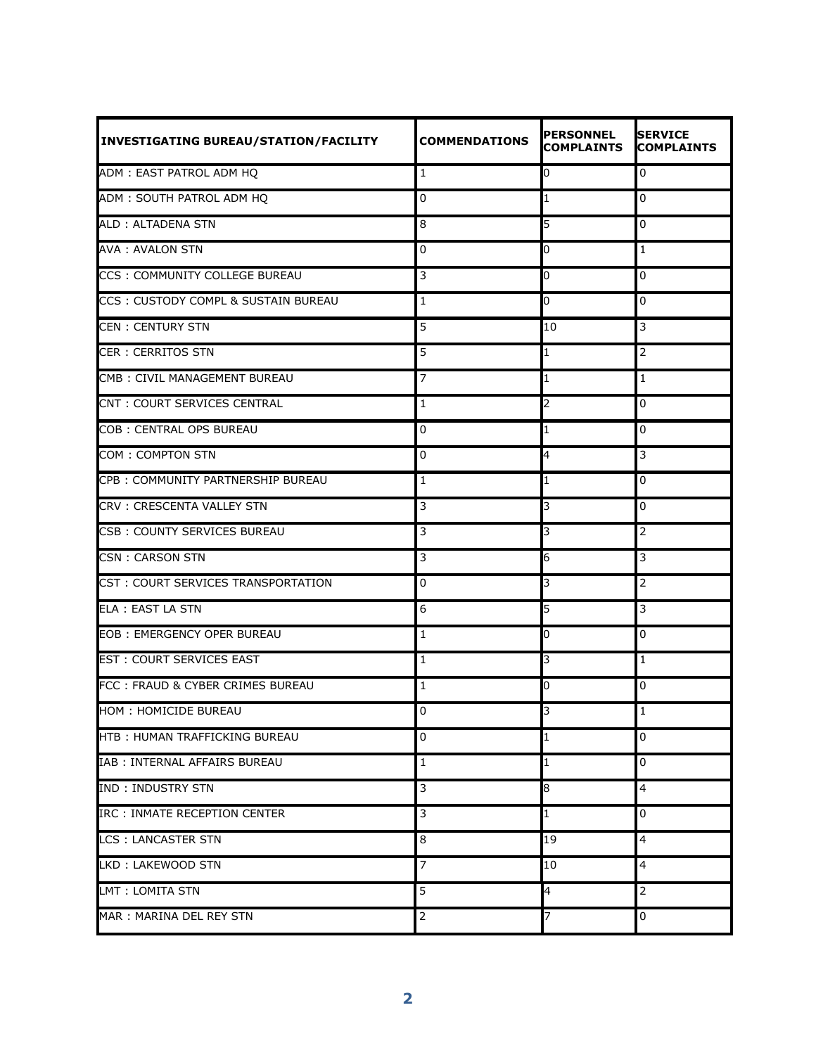| INVESTIGATING BUREAU/STATION/FACILITY | COMMENDATIONS | PERSONNEL COMPLAINTS | SERVICE COMPLAINTS |
|---|---|---|---|
| ADM : EAST PATROL ADM HQ | 1 | 0 | 0 |
| ADM : SOUTH PATROL ADM HQ | 0 | 1 | 0 |
| ALD : ALTADENA STN | 8 | 5 | 0 |
| AVA : AVALON STN | 0 | 0 | 1 |
| CCS : COMMUNITY COLLEGE BUREAU | 3 | 0 | 0 |
| CCS : CUSTODY COMPL & SUSTAIN BUREAU | 1 | 0 | 0 |
| CEN : CENTURY STN | 5 | 10 | 3 |
| CER : CERRITOS STN | 5 | 1 | 2 |
| CMB : CIVIL MANAGEMENT BUREAU | 7 | 1 | 1 |
| CNT : COURT SERVICES CENTRAL | 1 | 2 | 0 |
| COB : CENTRAL OPS BUREAU | 0 | 1 | 0 |
| COM : COMPTON STN | 0 | 4 | 3 |
| CPB : COMMUNITY PARTNERSHIP BUREAU | 1 | 1 | 0 |
| CRV : CRESCENTA VALLEY STN | 3 | 3 | 0 |
| CSB : COUNTY SERVICES BUREAU | 3 | 3 | 2 |
| CSN : CARSON STN | 3 | 6 | 3 |
| CST : COURT SERVICES TRANSPORTATION | 0 | 3 | 2 |
| ELA : EAST LA STN | 6 | 5 | 3 |
| EOB : EMERGENCY OPER BUREAU | 1 | 0 | 0 |
| EST : COURT SERVICES EAST | 1 | 3 | 1 |
| FCC : FRAUD & CYBER CRIMES BUREAU | 1 | 0 | 0 |
| HOM : HOMICIDE BUREAU | 0 | 3 | 1 |
| HTB : HUMAN TRAFFICKING BUREAU | 0 | 1 | 0 |
| IAB : INTERNAL AFFAIRS BUREAU | 1 | 1 | 0 |
| IND : INDUSTRY STN | 3 | 8 | 4 |
| IRC : INMATE RECEPTION CENTER | 3 | 1 | 0 |
| LCS : LANCASTER STN | 8 | 19 | 4 |
| LKD : LAKEWOOD STN | 7 | 10 | 4 |
| LMT : LOMITA STN | 5 | 4 | 2 |
| MAR : MARINA DEL REY STN | 2 | 7 | 0 |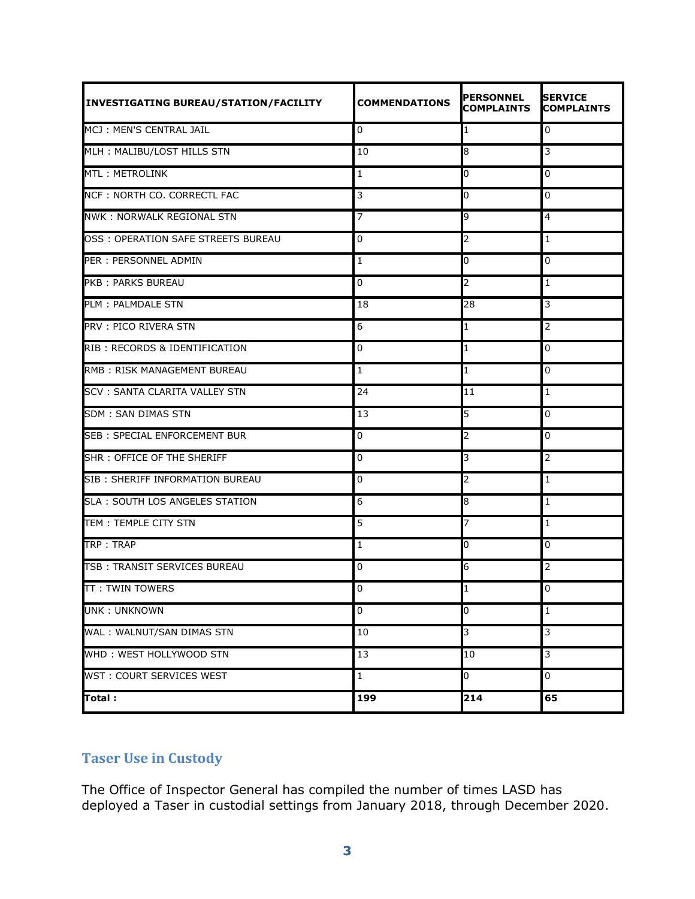| INVESTIGATING BUREAU/STATION/FACILITY | COMMENDATIONS | PERSONNEL COMPLAINTS | SERVICE COMPLAINTS |
|---|---|---|---|
| MCJ : MEN'S CENTRAL JAIL | 0 | 1 | 0 |
| MLH : MALIBU/LOST HILLS STN | 10 | 8 | 3 |
| MTL : METROLINK | 1 | 0 | 0 |
| NCF : NORTH CO. CORRECTL FAC | 3 | 0 | 0 |
| NWK : NORWALK REGIONAL STN | 7 | 9 | 4 |
| OSS : OPERATION SAFE STREETS BUREAU | 0 | 2 | 1 |
| PER : PERSONNEL ADMIN | 1 | 0 | 0 |
| PKB : PARKS BUREAU | 0 | 2 | 1 |
| PLM : PALMDALE STN | 18 | 28 | 3 |
| PRV : PICO RIVERA STN | 6 | 1 | 2 |
| RIB : RECORDS & IDENTIFICATION | 0 | 1 | 0 |
| RMB : RISK MANAGEMENT BUREAU | 1 | 1 | 0 |
| SCV : SANTA CLARITA VALLEY STN | 24 | 11 | 1 |
| SDM : SAN DIMAS STN | 13 | 5 | 0 |
| SEB : SPECIAL ENFORCEMENT BUR | 0 | 2 | 0 |
| SHR : OFFICE OF THE SHERIFF | 0 | 3 | 2 |
| SIB : SHERIFF INFORMATION BUREAU | 0 | 2 | 1 |
| SLA : SOUTH LOS ANGELES STATION | 6 | 8 | 1 |
| TEM : TEMPLE CITY STN | 5 | 7 | 1 |
| TRP : TRAP | 1 | 0 | 0 |
| TSB : TRANSIT SERVICES BUREAU | 0 | 6 | 2 |
| TT : TWIN TOWERS | 0 | 1 | 0 |
| UNK : UNKNOWN | 0 | 0 | 1 |
| WAL : WALNUT/SAN DIMAS STN | 10 | 3 | 3 |
| WHD : WEST HOLLYWOOD STN | 13 | 10 | 3 |
| WST : COURT SERVICES WEST | 1 | 0 | 0 |
| **Total :** | **199** | **214** | **65** |

## Taser Use in Custody

The Office of Inspector General has compiled the number of times LASD has deployed a Taser in custodial settings from January 2018, through December 2020.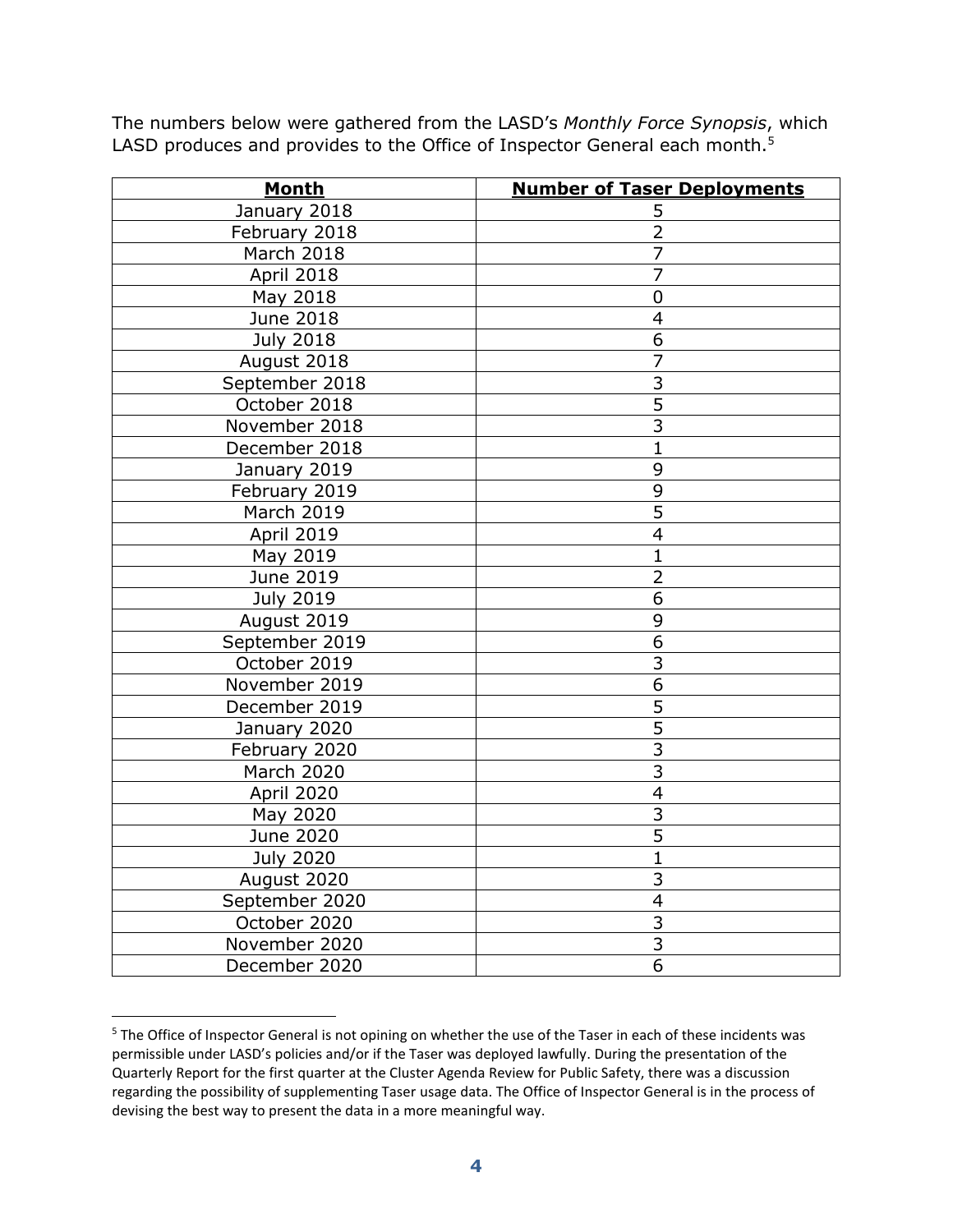The numbers below were gathered from the LASD's *Monthly Force Synopsis*, which LASD produces and provides to the Office of Inspector General each month.[5]

| **Month** | **Number of Taser Deployments** |
|---|---|
| January 2018 | 5 |
| February 2018 | 2 |
| March 2018 | 7 |
| April 2018 | 7 |
| May 2018 | 0 |
| June 2018 | 4 |
| July 2018 | 6 |
| August 2018 | 7 |
| September 2018 | 3 |
| October 2018 | 5 |
| November 2018 | 3 |
| December 2018 | 1 |
| January 2019 | 9 |
| February 2019 | 9 |
| March 2019 | 5 |
| April 2019 | 4 |
| May 2019 | 1 |
| June 2019 | 2 |
| July 2019 | 6 |
| August 2019 | 9 |
| September 2019 | 6 |
| October 2019 | 3 |
| November 2019 | 6 |
| December 2019 | 5 |
| January 2020 | 5 |
| February 2020 | 3 |
| March 2020 | 3 |
| April 2020 | 4 |
| May 2020 | 3 |
| June 2020 | 5 |
| July 2020 | 1 |
| August 2020 | 3 |
| September 2020 | 4 |
| October 2020 | 3 |
| November 2020 | 3 |
| December 2020 | 6 |

[5] The Office of Inspector General is not opining on whether the use of the Taser in each of these incidents was permissible under LASD's policies and/or if the Taser was deployed lawfully. During the presentation of the Quarterly Report for the first quarter at the Cluster Agenda Review for Public Safety, there was a discussion regarding the possibility of supplementing Taser usage data. The Office of Inspector General is in the process of devising the best way to present the data in a more meaningful way.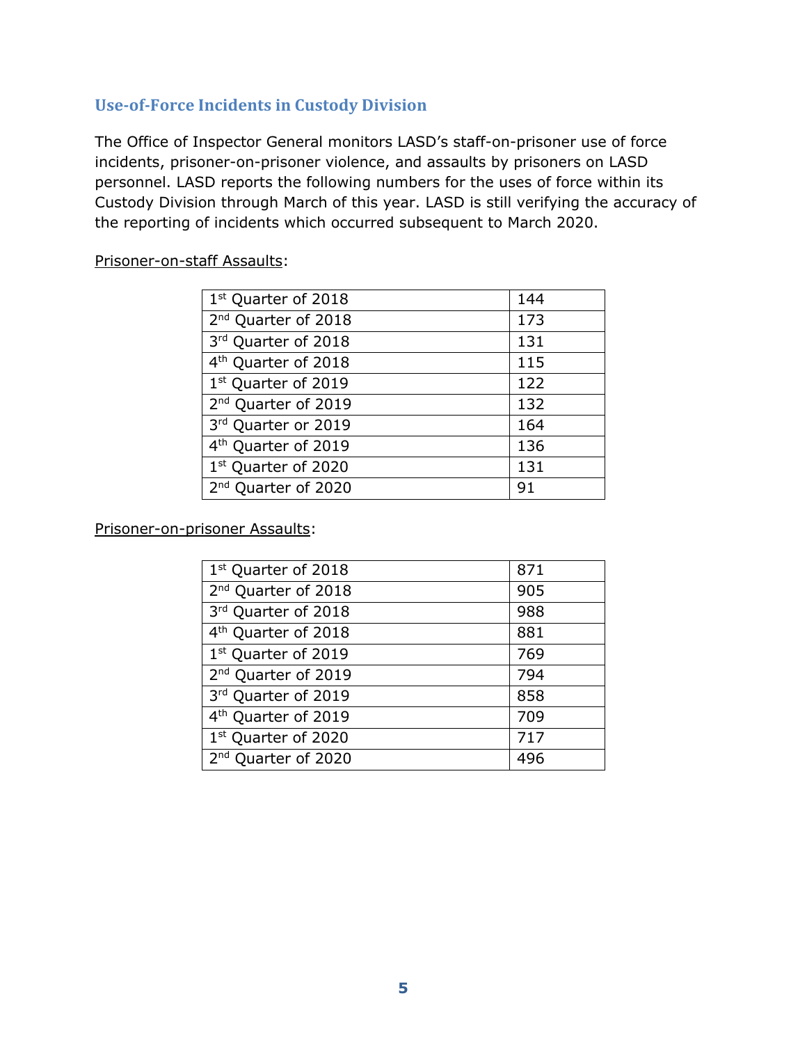## Use-of-Force Incidents in Custody Division

The Office of Inspector General monitors LASD's staff-on-prisoner use of force incidents, prisoner-on-prisoner violence, and assaults by prisoners on LASD personnel. LASD reports the following numbers for the uses of force within its Custody Division through March of this year. LASD is still verifying the accuracy of the reporting of incidents which occurred subsequent to March 2020.

Prisoner-on-staff Assaults:

| | |
|---|---|
| 1st Quarter of 2018 | 144 |
| 2nd Quarter of 2018 | 173 |
| 3rd Quarter of 2018 | 131 |
| 4th Quarter of 2018 | 115 |
| 1st Quarter of 2019 | 122 |
| 2nd Quarter of 2019 | 132 |
| 3rd Quarter or 2019 | 164 |
| 4th Quarter of 2019 | 136 |
| 1st Quarter of 2020 | 131 |
| 2nd Quarter of 2020 | 91 |

Prisoner-on-prisoner Assaults:

| | |
|---|---|
| 1st Quarter of 2018 | 871 |
| 2nd Quarter of 2018 | 905 |
| 3rd Quarter of 2018 | 988 |
| 4th Quarter of 2018 | 881 |
| 1st Quarter of 2019 | 769 |
| 2nd Quarter of 2019 | 794 |
| 3rd Quarter of 2019 | 858 |
| 4th Quarter of 2019 | 709 |
| 1st Quarter of 2020 | 717 |
| 2nd Quarter of 2020 | 496 |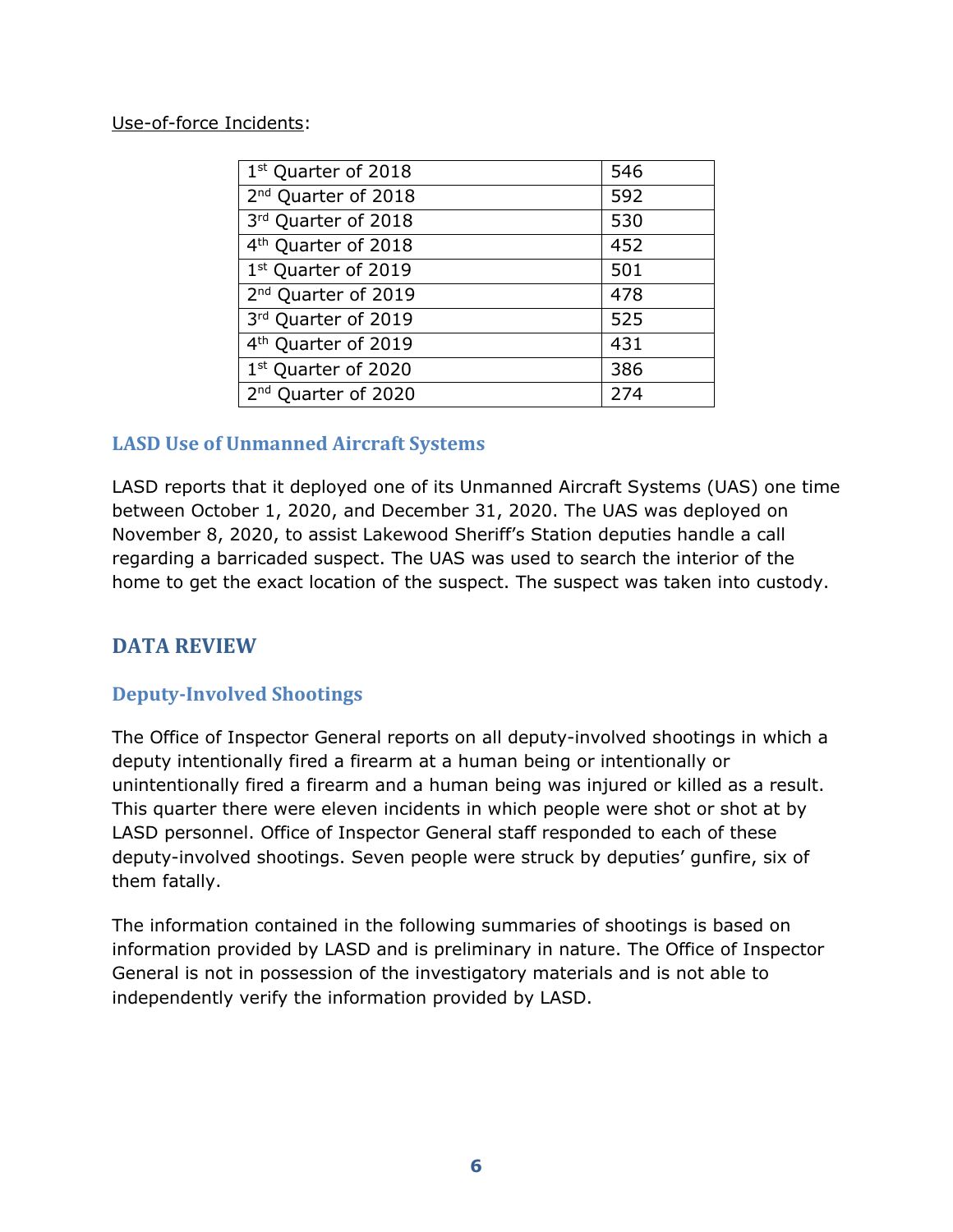Use-of-force Incidents:

| | |
|---|---|
| 1st Quarter of 2018 | 546 |
| 2nd Quarter of 2018 | 592 |
| 3rd Quarter of 2018 | 530 |
| 4th Quarter of 2018 | 452 |
| 1st Quarter of 2019 | 501 |
| 2nd Quarter of 2019 | 478 |
| 3rd Quarter of 2019 | 525 |
| 4th Quarter of 2019 | 431 |
| 1st Quarter of 2020 | 386 |
| 2nd Quarter of 2020 | 274 |

### LASD Use of Unmanned Aircraft Systems

LASD reports that it deployed one of its Unmanned Aircraft Systems (UAS) one time between October 1, 2020, and December 31, 2020. The UAS was deployed on November 8, 2020, to assist Lakewood Sheriff's Station deputies handle a call regarding a barricaded suspect. The UAS was used to search the interior of the home to get the exact location of the suspect. The suspect was taken into custody.

## DATA REVIEW

### Deputy-Involved Shootings

The Office of Inspector General reports on all deputy-involved shootings in which a deputy intentionally fired a firearm at a human being or intentionally or unintentionally fired a firearm and a human being was injured or killed as a result. This quarter there were eleven incidents in which people were shot or shot at by LASD personnel. Office of Inspector General staff responded to each of these deputy-involved shootings. Seven people were struck by deputies' gunfire, six of them fatally.

The information contained in the following summaries of shootings is based on information provided by LASD and is preliminary in nature. The Office of Inspector General is not in possession of the investigatory materials and is not able to independently verify the information provided by LASD.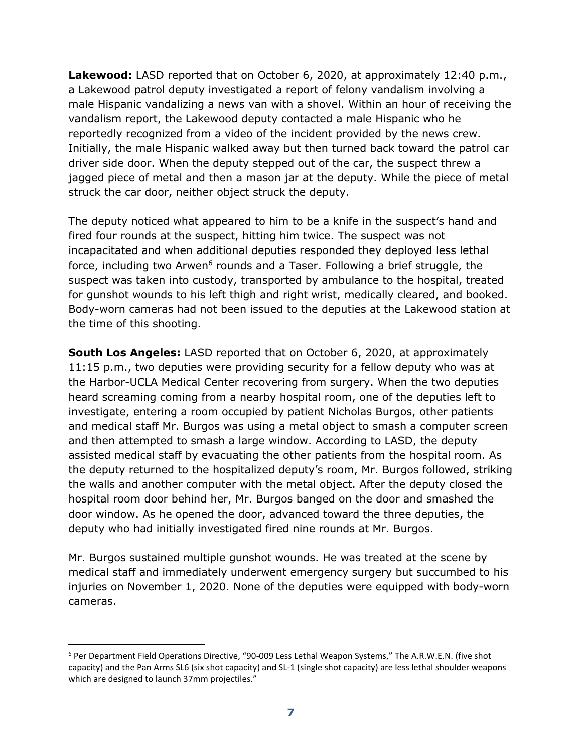**Lakewood:** LASD reported that on October 6, 2020, at approximately 12:40 p.m., a Lakewood patrol deputy investigated a report of felony vandalism involving a male Hispanic vandalizing a news van with a shovel. Within an hour of receiving the vandalism report, the Lakewood deputy contacted a male Hispanic who he reportedly recognized from a video of the incident provided by the news crew. Initially, the male Hispanic walked away but then turned back toward the patrol car driver side door. When the deputy stepped out of the car, the suspect threw a jagged piece of metal and then a mason jar at the deputy. While the piece of metal struck the car door, neither object struck the deputy.

The deputy noticed what appeared to him to be a knife in the suspect's hand and fired four rounds at the suspect, hitting him twice. The suspect was not incapacitated and when additional deputies responded they deployed less lethal force, including two Arwen[6] rounds and a Taser. Following a brief struggle, the suspect was taken into custody, transported by ambulance to the hospital, treated for gunshot wounds to his left thigh and right wrist, medically cleared, and booked. Body-worn cameras had not been issued to the deputies at the Lakewood station at the time of this shooting.

**South Los Angeles:** LASD reported that on October 6, 2020, at approximately 11:15 p.m., two deputies were providing security for a fellow deputy who was at the Harbor-UCLA Medical Center recovering from surgery. When the two deputies heard screaming coming from a nearby hospital room, one of the deputies left to investigate, entering a room occupied by patient Nicholas Burgos, other patients and medical staff Mr. Burgos was using a metal object to smash a computer screen and then attempted to smash a large window. According to LASD, the deputy assisted medical staff by evacuating the other patients from the hospital room. As the deputy returned to the hospitalized deputy's room, Mr. Burgos followed, striking the walls and another computer with the metal object. After the deputy closed the hospital room door behind her, Mr. Burgos banged on the door and smashed the door window. As he opened the door, advanced toward the three deputies, the deputy who had initially investigated fired nine rounds at Mr. Burgos.

Mr. Burgos sustained multiple gunshot wounds. He was treated at the scene by medical staff and immediately underwent emergency surgery but succumbed to his injuries on November 1, 2020. None of the deputies were equipped with body-worn cameras.

---

[6] Per Department Field Operations Directive, "90-009 Less Lethal Weapon Systems," The A.R.W.E.N. (five shot capacity) and the Pan Arms SL6 (six shot capacity) and SL-1 (single shot capacity) are less lethal shoulder weapons which are designed to launch 37mm projectiles."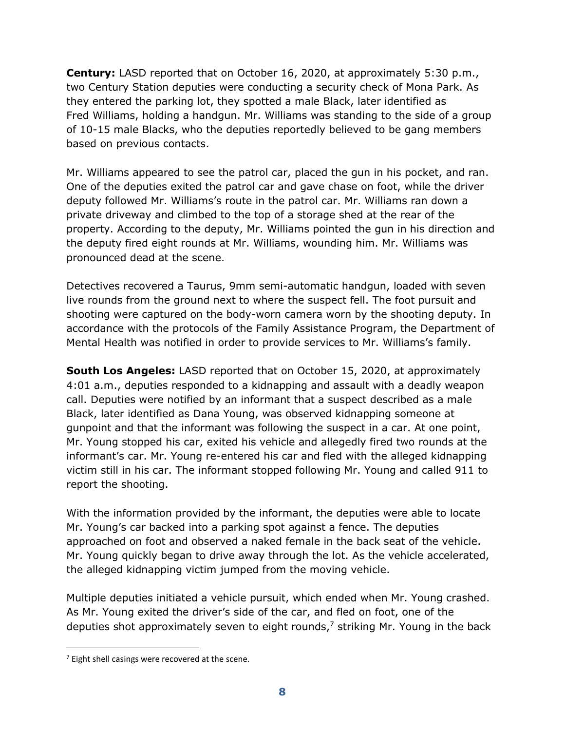**Century:** LASD reported that on October 16, 2020, at approximately 5:30 p.m., two Century Station deputies were conducting a security check of Mona Park. As they entered the parking lot, they spotted a male Black, later identified as Fred Williams, holding a handgun. Mr. Williams was standing to the side of a group of 10-15 male Blacks, who the deputies reportedly believed to be gang members based on previous contacts.

Mr. Williams appeared to see the patrol car, placed the gun in his pocket, and ran. One of the deputies exited the patrol car and gave chase on foot, while the driver deputy followed Mr. Williams's route in the patrol car. Mr. Williams ran down a private driveway and climbed to the top of a storage shed at the rear of the property. According to the deputy, Mr. Williams pointed the gun in his direction and the deputy fired eight rounds at Mr. Williams, wounding him. Mr. Williams was pronounced dead at the scene.

Detectives recovered a Taurus, 9mm semi-automatic handgun, loaded with seven live rounds from the ground next to where the suspect fell. The foot pursuit and shooting were captured on the body-worn camera worn by the shooting deputy. In accordance with the protocols of the Family Assistance Program, the Department of Mental Health was notified in order to provide services to Mr. Williams's family.

**South Los Angeles:** LASD reported that on October 15, 2020, at approximately 4:01 a.m., deputies responded to a kidnapping and assault with a deadly weapon call. Deputies were notified by an informant that a suspect described as a male Black, later identified as Dana Young, was observed kidnapping someone at gunpoint and that the informant was following the suspect in a car. At one point, Mr. Young stopped his car, exited his vehicle and allegedly fired two rounds at the informant's car. Mr. Young re-entered his car and fled with the alleged kidnapping victim still in his car. The informant stopped following Mr. Young and called 911 to report the shooting.

With the information provided by the informant, the deputies were able to locate Mr. Young's car backed into a parking spot against a fence. The deputies approached on foot and observed a naked female in the back seat of the vehicle. Mr. Young quickly began to drive away through the lot. As the vehicle accelerated, the alleged kidnapping victim jumped from the moving vehicle.

Multiple deputies initiated a vehicle pursuit, which ended when Mr. Young crashed. As Mr. Young exited the driver's side of the car, and fled on foot, one of the deputies shot approximately seven to eight rounds,[7] striking Mr. Young in the back

[7] Eight shell casings were recovered at the scene.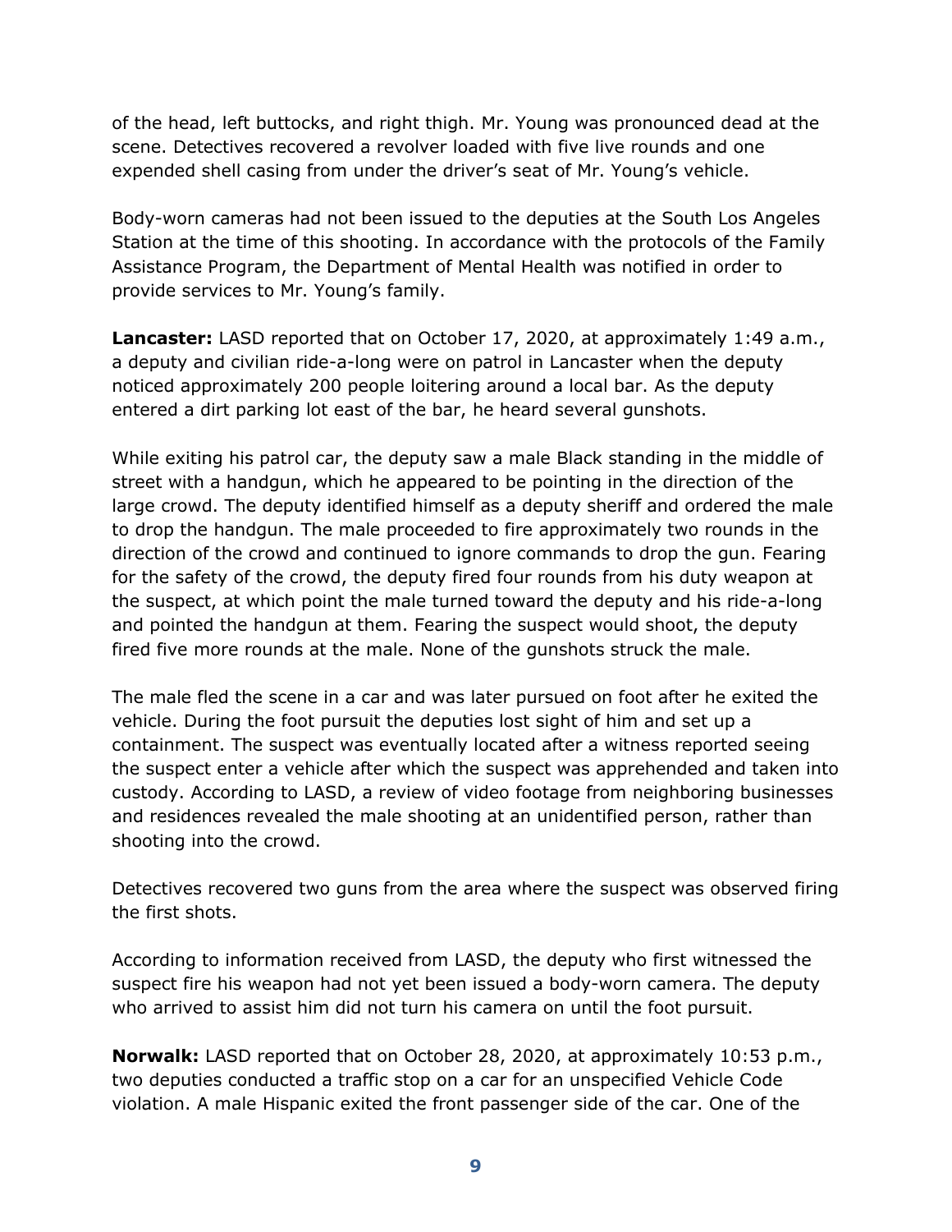of the head, left buttocks, and right thigh. Mr. Young was pronounced dead at the scene. Detectives recovered a revolver loaded with five live rounds and one expended shell casing from under the driver's seat of Mr. Young's vehicle.

Body-worn cameras had not been issued to the deputies at the South Los Angeles Station at the time of this shooting. In accordance with the protocols of the Family Assistance Program, the Department of Mental Health was notified in order to provide services to Mr. Young's family.

**Lancaster:** LASD reported that on October 17, 2020, at approximately 1:49 a.m., a deputy and civilian ride-a-long were on patrol in Lancaster when the deputy noticed approximately 200 people loitering around a local bar. As the deputy entered a dirt parking lot east of the bar, he heard several gunshots.

While exiting his patrol car, the deputy saw a male Black standing in the middle of street with a handgun, which he appeared to be pointing in the direction of the large crowd. The deputy identified himself as a deputy sheriff and ordered the male to drop the handgun. The male proceeded to fire approximately two rounds in the direction of the crowd and continued to ignore commands to drop the gun. Fearing for the safety of the crowd, the deputy fired four rounds from his duty weapon at the suspect, at which point the male turned toward the deputy and his ride-a-long and pointed the handgun at them. Fearing the suspect would shoot, the deputy fired five more rounds at the male. None of the gunshots struck the male.

The male fled the scene in a car and was later pursued on foot after he exited the vehicle. During the foot pursuit the deputies lost sight of him and set up a containment. The suspect was eventually located after a witness reported seeing the suspect enter a vehicle after which the suspect was apprehended and taken into custody. According to LASD, a review of video footage from neighboring businesses and residences revealed the male shooting at an unidentified person, rather than shooting into the crowd.

Detectives recovered two guns from the area where the suspect was observed firing the first shots.

According to information received from LASD, the deputy who first witnessed the suspect fire his weapon had not yet been issued a body-worn camera. The deputy who arrived to assist him did not turn his camera on until the foot pursuit.

**Norwalk:** LASD reported that on October 28, 2020, at approximately 10:53 p.m., two deputies conducted a traffic stop on a car for an unspecified Vehicle Code violation. A male Hispanic exited the front passenger side of the car. One of the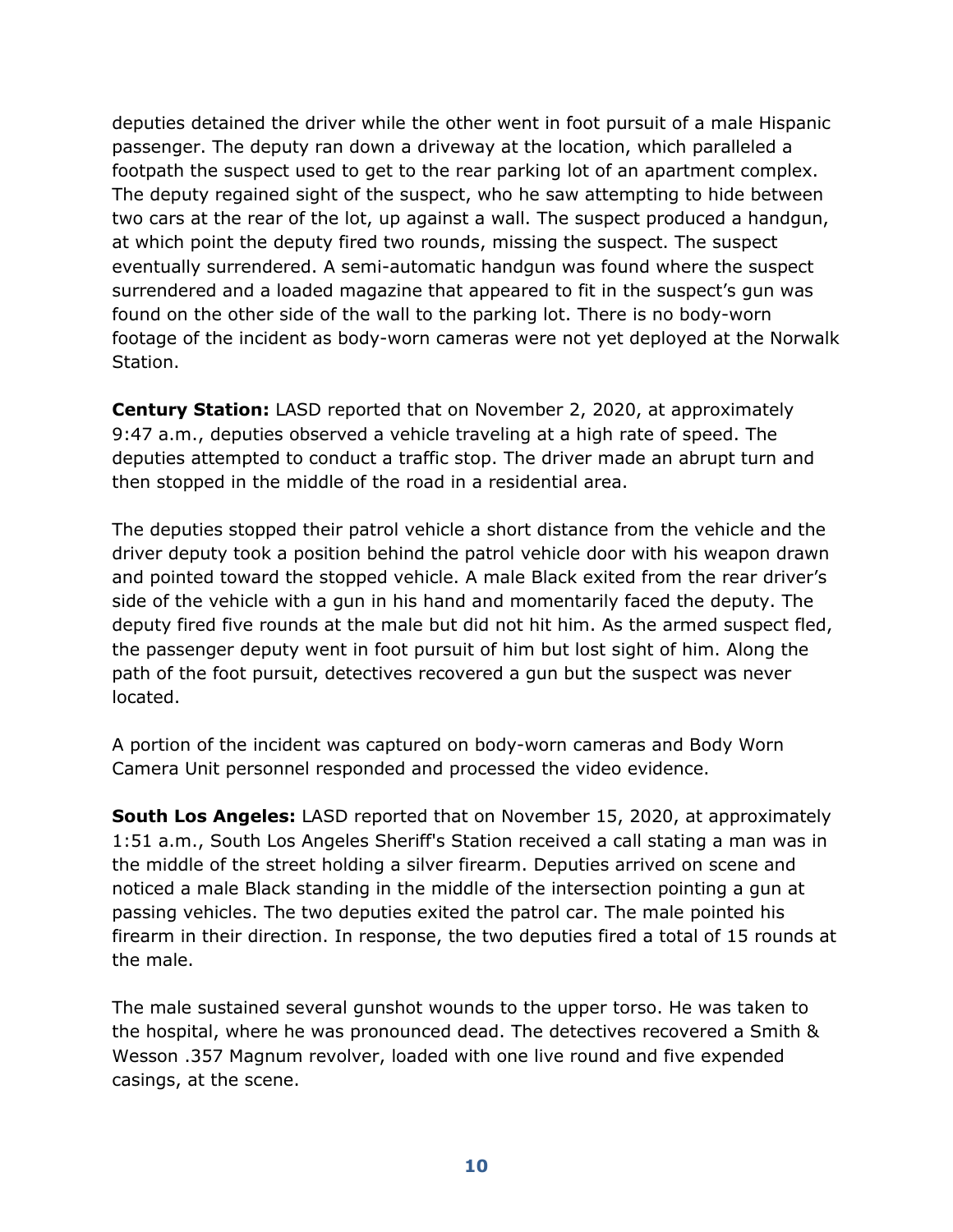deputies detained the driver while the other went in foot pursuit of a male Hispanic passenger. The deputy ran down a driveway at the location, which paralleled a footpath the suspect used to get to the rear parking lot of an apartment complex. The deputy regained sight of the suspect, who he saw attempting to hide between two cars at the rear of the lot, up against a wall. The suspect produced a handgun, at which point the deputy fired two rounds, missing the suspect. The suspect eventually surrendered. A semi-automatic handgun was found where the suspect surrendered and a loaded magazine that appeared to fit in the suspect's gun was found on the other side of the wall to the parking lot. There is no body-worn footage of the incident as body-worn cameras were not yet deployed at the Norwalk Station.

**Century Station:** LASD reported that on November 2, 2020, at approximately 9:47 a.m., deputies observed a vehicle traveling at a high rate of speed. The deputies attempted to conduct a traffic stop. The driver made an abrupt turn and then stopped in the middle of the road in a residential area.

The deputies stopped their patrol vehicle a short distance from the vehicle and the driver deputy took a position behind the patrol vehicle door with his weapon drawn and pointed toward the stopped vehicle. A male Black exited from the rear driver's side of the vehicle with a gun in his hand and momentarily faced the deputy. The deputy fired five rounds at the male but did not hit him. As the armed suspect fled, the passenger deputy went in foot pursuit of him but lost sight of him. Along the path of the foot pursuit, detectives recovered a gun but the suspect was never located.

A portion of the incident was captured on body-worn cameras and Body Worn Camera Unit personnel responded and processed the video evidence.

**South Los Angeles:** LASD reported that on November 15, 2020, at approximately 1:51 a.m., South Los Angeles Sheriff's Station received a call stating a man was in the middle of the street holding a silver firearm. Deputies arrived on scene and noticed a male Black standing in the middle of the intersection pointing a gun at passing vehicles. The two deputies exited the patrol car. The male pointed his firearm in their direction. In response, the two deputies fired a total of 15 rounds at the male.

The male sustained several gunshot wounds to the upper torso. He was taken to the hospital, where he was pronounced dead. The detectives recovered a Smith & Wesson .357 Magnum revolver, loaded with one live round and five expended casings, at the scene.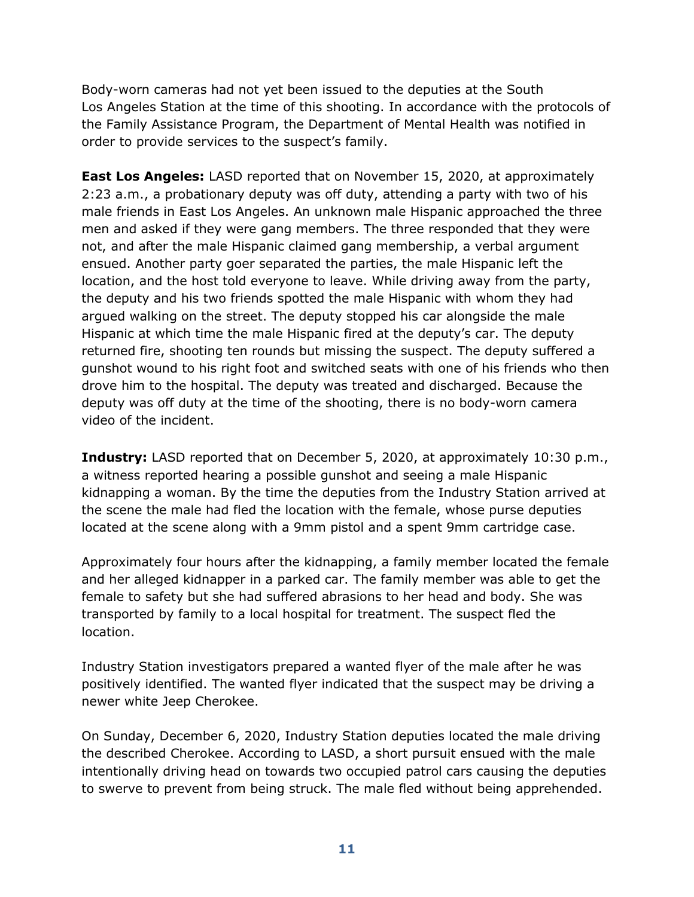Body-worn cameras had not yet been issued to the deputies at the South Los Angeles Station at the time of this shooting. In accordance with the protocols of the Family Assistance Program, the Department of Mental Health was notified in order to provide services to the suspect's family.

**East Los Angeles:** LASD reported that on November 15, 2020, at approximately 2:23 a.m., a probationary deputy was off duty, attending a party with two of his male friends in East Los Angeles. An unknown male Hispanic approached the three men and asked if they were gang members. The three responded that they were not, and after the male Hispanic claimed gang membership, a verbal argument ensued. Another party goer separated the parties, the male Hispanic left the location, and the host told everyone to leave. While driving away from the party, the deputy and his two friends spotted the male Hispanic with whom they had argued walking on the street. The deputy stopped his car alongside the male Hispanic at which time the male Hispanic fired at the deputy's car. The deputy returned fire, shooting ten rounds but missing the suspect. The deputy suffered a gunshot wound to his right foot and switched seats with one of his friends who then drove him to the hospital. The deputy was treated and discharged. Because the deputy was off duty at the time of the shooting, there is no body-worn camera video of the incident.

**Industry:** LASD reported that on December 5, 2020, at approximately 10:30 p.m., a witness reported hearing a possible gunshot and seeing a male Hispanic kidnapping a woman. By the time the deputies from the Industry Station arrived at the scene the male had fled the location with the female, whose purse deputies located at the scene along with a 9mm pistol and a spent 9mm cartridge case.

Approximately four hours after the kidnapping, a family member located the female and her alleged kidnapper in a parked car. The family member was able to get the female to safety but she had suffered abrasions to her head and body. She was transported by family to a local hospital for treatment. The suspect fled the location.

Industry Station investigators prepared a wanted flyer of the male after he was positively identified. The wanted flyer indicated that the suspect may be driving a newer white Jeep Cherokee.

On Sunday, December 6, 2020, Industry Station deputies located the male driving the described Cherokee. According to LASD, a short pursuit ensued with the male intentionally driving head on towards two occupied patrol cars causing the deputies to swerve to prevent from being struck. The male fled without being apprehended.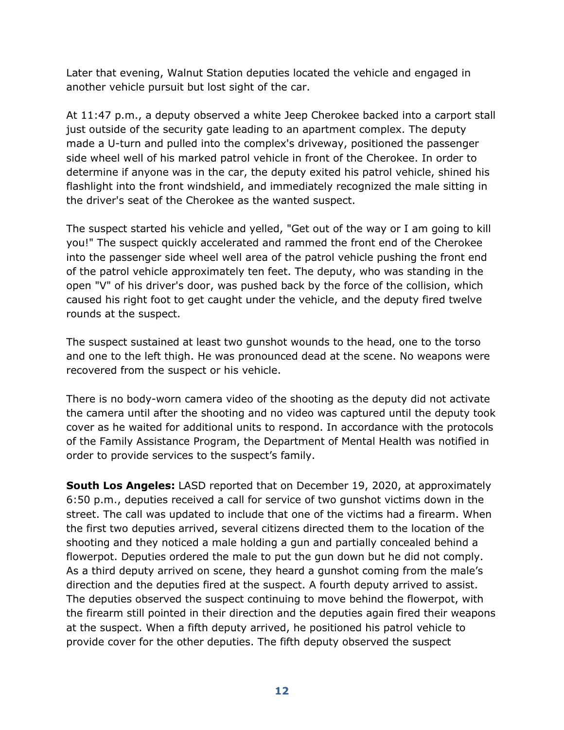Later that evening, Walnut Station deputies located the vehicle and engaged in another vehicle pursuit but lost sight of the car.

At 11:47 p.m., a deputy observed a white Jeep Cherokee backed into a carport stall just outside of the security gate leading to an apartment complex. The deputy made a U-turn and pulled into the complex's driveway, positioned the passenger side wheel well of his marked patrol vehicle in front of the Cherokee. In order to determine if anyone was in the car, the deputy exited his patrol vehicle, shined his flashlight into the front windshield, and immediately recognized the male sitting in the driver's seat of the Cherokee as the wanted suspect.

The suspect started his vehicle and yelled, "Get out of the way or I am going to kill you!" The suspect quickly accelerated and rammed the front end of the Cherokee into the passenger side wheel well area of the patrol vehicle pushing the front end of the patrol vehicle approximately ten feet. The deputy, who was standing in the open "V" of his driver's door, was pushed back by the force of the collision, which caused his right foot to get caught under the vehicle, and the deputy fired twelve rounds at the suspect.

The suspect sustained at least two gunshot wounds to the head, one to the torso and one to the left thigh. He was pronounced dead at the scene. No weapons were recovered from the suspect or his vehicle.

There is no body-worn camera video of the shooting as the deputy did not activate the camera until after the shooting and no video was captured until the deputy took cover as he waited for additional units to respond. In accordance with the protocols of the Family Assistance Program, the Department of Mental Health was notified in order to provide services to the suspect's family.

**South Los Angeles:** LASD reported that on December 19, 2020, at approximately 6:50 p.m., deputies received a call for service of two gunshot victims down in the street. The call was updated to include that one of the victims had a firearm. When the first two deputies arrived, several citizens directed them to the location of the shooting and they noticed a male holding a gun and partially concealed behind a flowerpot. Deputies ordered the male to put the gun down but he did not comply. As a third deputy arrived on scene, they heard a gunshot coming from the male's direction and the deputies fired at the suspect. A fourth deputy arrived to assist. The deputies observed the suspect continuing to move behind the flowerpot, with the firearm still pointed in their direction and the deputies again fired their weapons at the suspect. When a fifth deputy arrived, he positioned his patrol vehicle to provide cover for the other deputies. The fifth deputy observed the suspect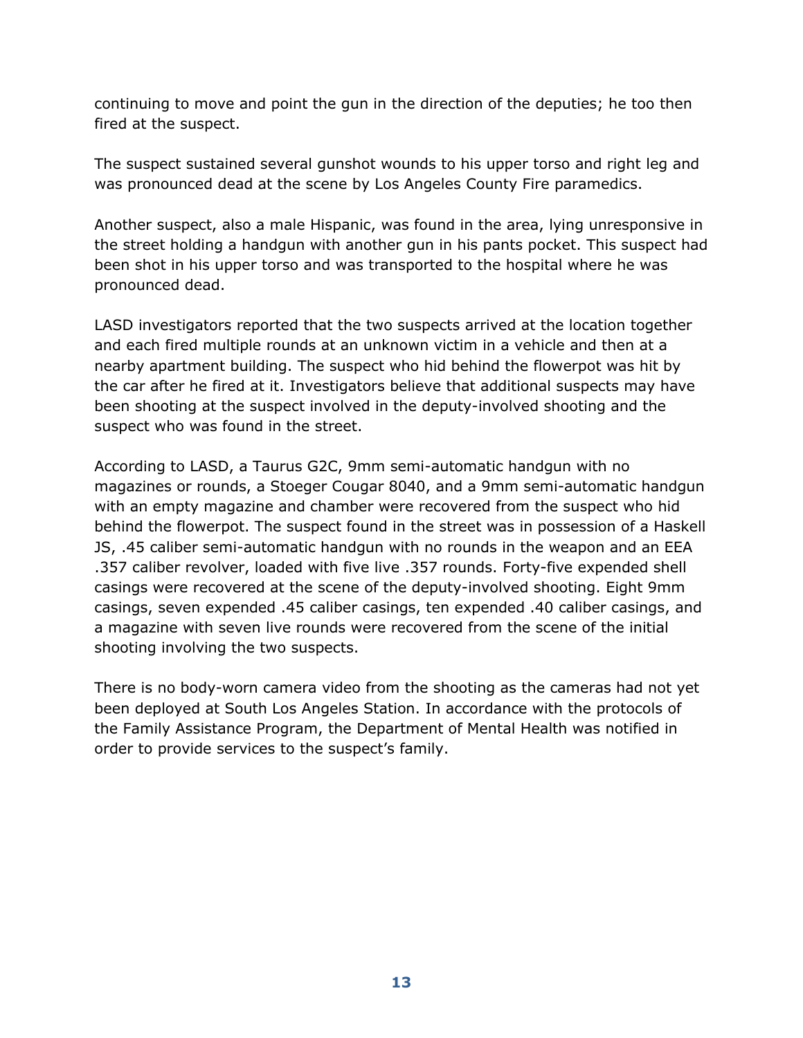continuing to move and point the gun in the direction of the deputies; he too then fired at the suspect.

The suspect sustained several gunshot wounds to his upper torso and right leg and was pronounced dead at the scene by Los Angeles County Fire paramedics.

Another suspect, also a male Hispanic, was found in the area, lying unresponsive in the street holding a handgun with another gun in his pants pocket. This suspect had been shot in his upper torso and was transported to the hospital where he was pronounced dead.

LASD investigators reported that the two suspects arrived at the location together and each fired multiple rounds at an unknown victim in a vehicle and then at a nearby apartment building. The suspect who hid behind the flowerpot was hit by the car after he fired at it. Investigators believe that additional suspects may have been shooting at the suspect involved in the deputy-involved shooting and the suspect who was found in the street.

According to LASD, a Taurus G2C, 9mm semi-automatic handgun with no magazines or rounds, a Stoeger Cougar 8040, and a 9mm semi-automatic handgun with an empty magazine and chamber were recovered from the suspect who hid behind the flowerpot. The suspect found in the street was in possession of a Haskell JS, .45 caliber semi-automatic handgun with no rounds in the weapon and an EEA .357 caliber revolver, loaded with five live .357 rounds. Forty-five expended shell casings were recovered at the scene of the deputy-involved shooting. Eight 9mm casings, seven expended .45 caliber casings, ten expended .40 caliber casings, and a magazine with seven live rounds were recovered from the scene of the initial shooting involving the two suspects.

There is no body-worn camera video from the shooting as the cameras had not yet been deployed at South Los Angeles Station. In accordance with the protocols of the Family Assistance Program, the Department of Mental Health was notified in order to provide services to the suspect's family.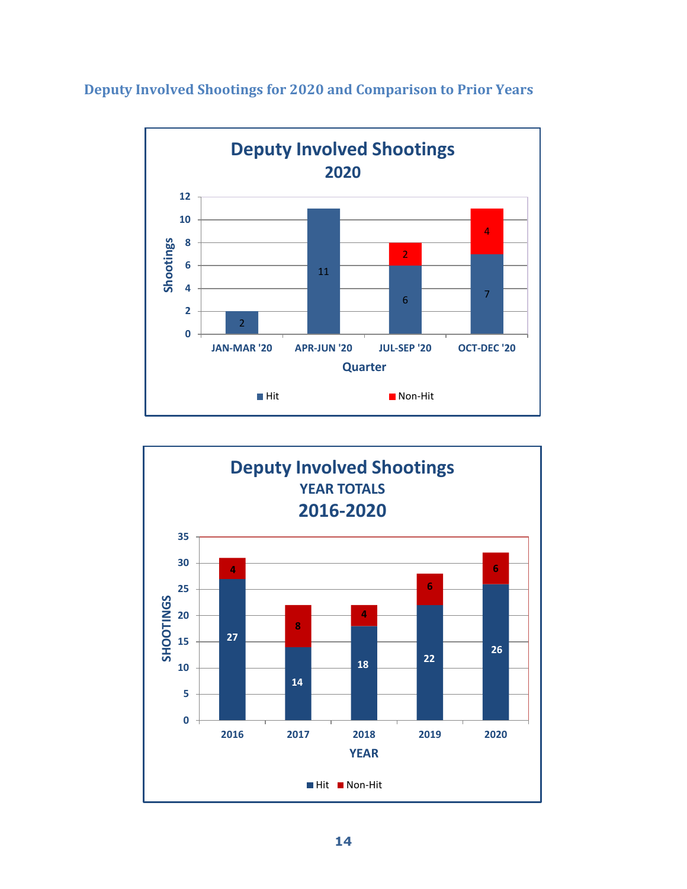## Deputy Involved Shootings for 2020 and Comparison to Prior Years

**Deputy Involved Shootings 2020**

| Quarter | Hit | Non-Hit |
|---|---|---|
| JAN-MAR '20 | 2 | |
| APR-JUN '20 | 11 | |
| JUL-SEP '20 | 6 | 2 |
| OCT-DEC '20 | 7 | 4 |

**Deputy Involved Shootings YEAR TOTALS 2016-2020**

| Year | Hit | Non-Hit |
|---|---|---|
| 2016 | 27 | 4 |
| 2017 | 14 | 8 |
| 2018 | 18 | 4 |
| 2019 | 22 | 6 |
| 2020 | 26 | 6 |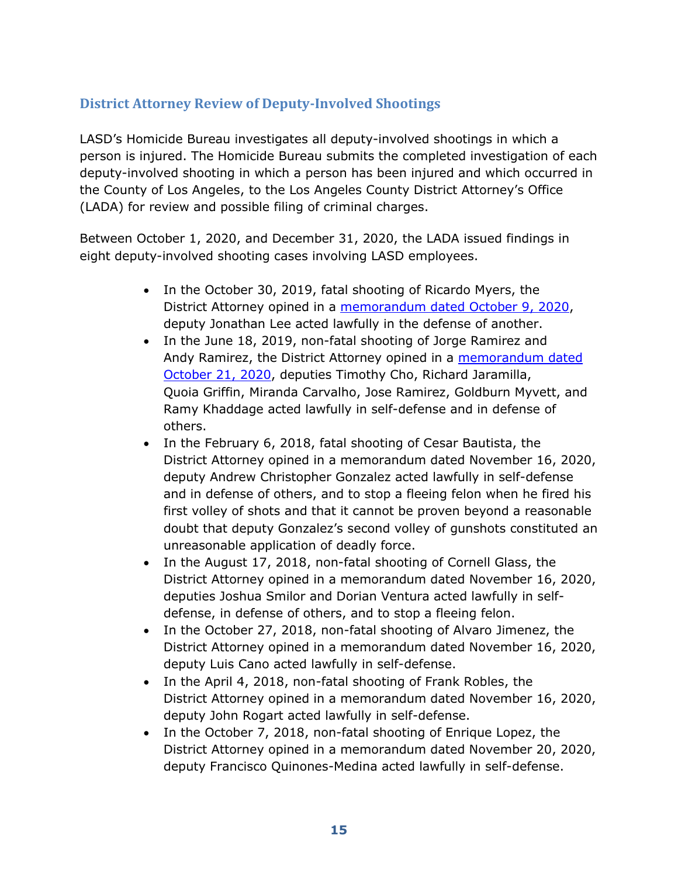## District Attorney Review of Deputy-Involved Shootings

LASD's Homicide Bureau investigates all deputy-involved shootings in which a person is injured. The Homicide Bureau submits the completed investigation of each deputy-involved shooting in which a person has been injured and which occurred in the County of Los Angeles, to the Los Angeles County District Attorney's Office (LADA) for review and possible filing of criminal charges.

Between October 1, 2020, and December 31, 2020, the LADA issued findings in eight deputy-involved shooting cases involving LASD employees.

- In the October 30, 2019, fatal shooting of Ricardo Myers, the District Attorney opined in a memorandum dated October 9, 2020, deputy Jonathan Lee acted lawfully in the defense of another.
- In the June 18, 2019, non-fatal shooting of Jorge Ramirez and Andy Ramirez, the District Attorney opined in a memorandum dated October 21, 2020, deputies Timothy Cho, Richard Jaramilla, Quoia Griffin, Miranda Carvalho, Jose Ramirez, Goldburn Myvett, and Ramy Khaddage acted lawfully in self-defense and in defense of others.
- In the February 6, 2018, fatal shooting of Cesar Bautista, the District Attorney opined in a memorandum dated November 16, 2020, deputy Andrew Christopher Gonzalez acted lawfully in self-defense and in defense of others, and to stop a fleeing felon when he fired his first volley of shots and that it cannot be proven beyond a reasonable doubt that deputy Gonzalez's second volley of gunshots constituted an unreasonable application of deadly force.
- In the August 17, 2018, non-fatal shooting of Cornell Glass, the District Attorney opined in a memorandum dated November 16, 2020, deputies Joshua Smilor and Dorian Ventura acted lawfully in self-defense, in defense of others, and to stop a fleeing felon.
- In the October 27, 2018, non-fatal shooting of Alvaro Jimenez, the District Attorney opined in a memorandum dated November 16, 2020, deputy Luis Cano acted lawfully in self-defense.
- In the April 4, 2018, non-fatal shooting of Frank Robles, the District Attorney opined in a memorandum dated November 16, 2020, deputy John Rogart acted lawfully in self-defense.
- In the October 7, 2018, non-fatal shooting of Enrique Lopez, the District Attorney opined in a memorandum dated November 20, 2020, deputy Francisco Quinones-Medina acted lawfully in self-defense.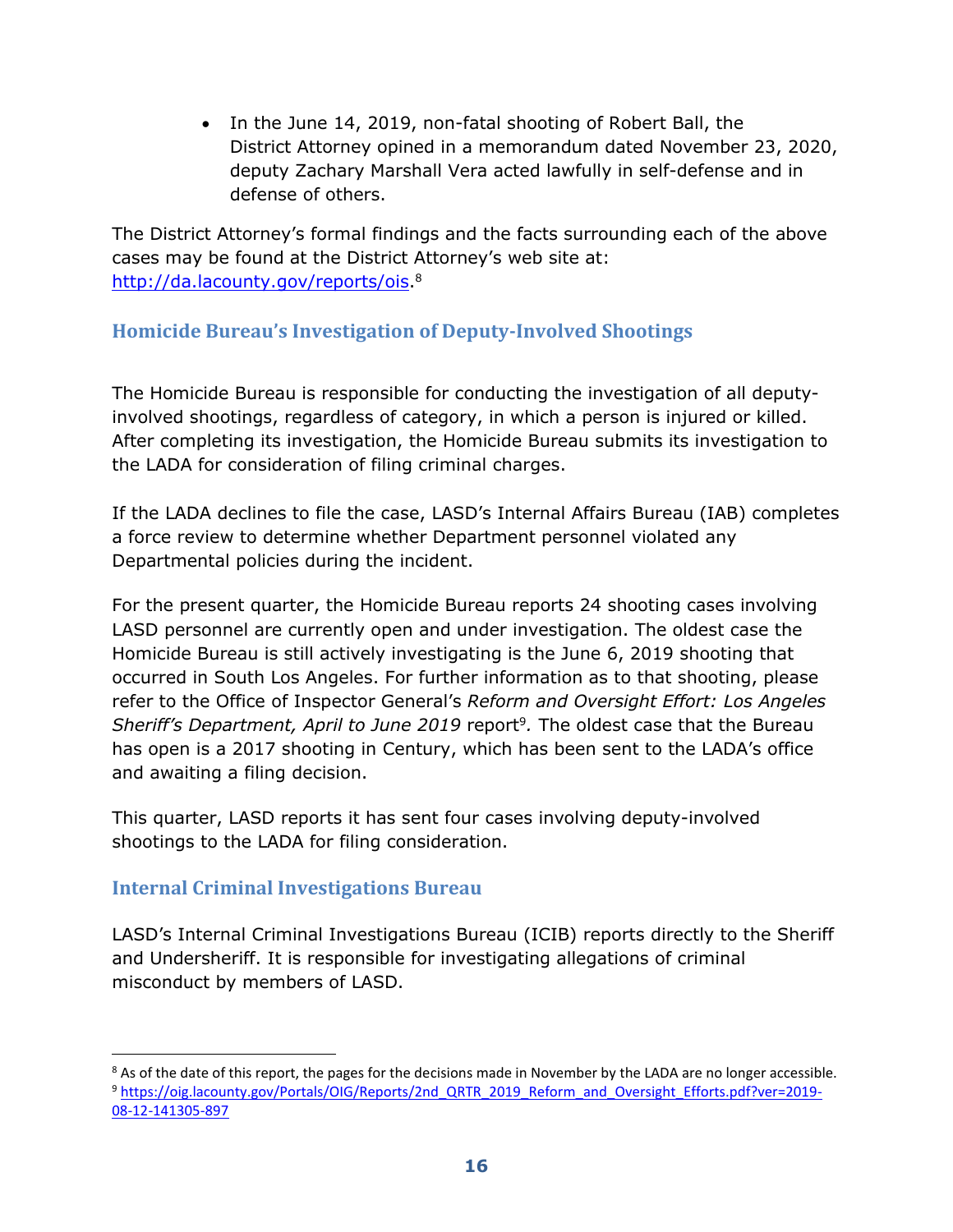- In the June 14, 2019, non-fatal shooting of Robert Ball, the District Attorney opined in a memorandum dated November 23, 2020, deputy Zachary Marshall Vera acted lawfully in self-defense and in defense of others.

The District Attorney's formal findings and the facts surrounding each of the above cases may be found at the District Attorney's web site at: http://da.lacounty.gov/reports/ois.[8]

## Homicide Bureau's Investigation of Deputy-Involved Shootings

The Homicide Bureau is responsible for conducting the investigation of all deputy-involved shootings, regardless of category, in which a person is injured or killed. After completing its investigation, the Homicide Bureau submits its investigation to the LADA for consideration of filing criminal charges.

If the LADA declines to file the case, LASD's Internal Affairs Bureau (IAB) completes a force review to determine whether Department personnel violated any Departmental policies during the incident.

For the present quarter, the Homicide Bureau reports 24 shooting cases involving LASD personnel are currently open and under investigation. The oldest case the Homicide Bureau is still actively investigating is the June 6, 2019 shooting that occurred in South Los Angeles. For further information as to that shooting, please refer to the Office of Inspector General's *Reform and Oversight Effort: Los Angeles Sheriff's Department, April to June 2019* report[9]. The oldest case that the Bureau has open is a 2017 shooting in Century, which has been sent to the LADA's office and awaiting a filing decision.

This quarter, LASD reports it has sent four cases involving deputy-involved shootings to the LADA for filing consideration.

## Internal Criminal Investigations Bureau

LASD's Internal Criminal Investigations Bureau (ICIB) reports directly to the Sheriff and Undersheriff. It is responsible for investigating allegations of criminal misconduct by members of LASD.

[8] As of the date of this report, the pages for the decisions made in November by the LADA are no longer accessible.

[9] https://oig.lacounty.gov/Portals/OIG/Reports/2nd_QRTR_2019_Reform_and_Oversight_Efforts.pdf?ver=2019-08-12-141305-897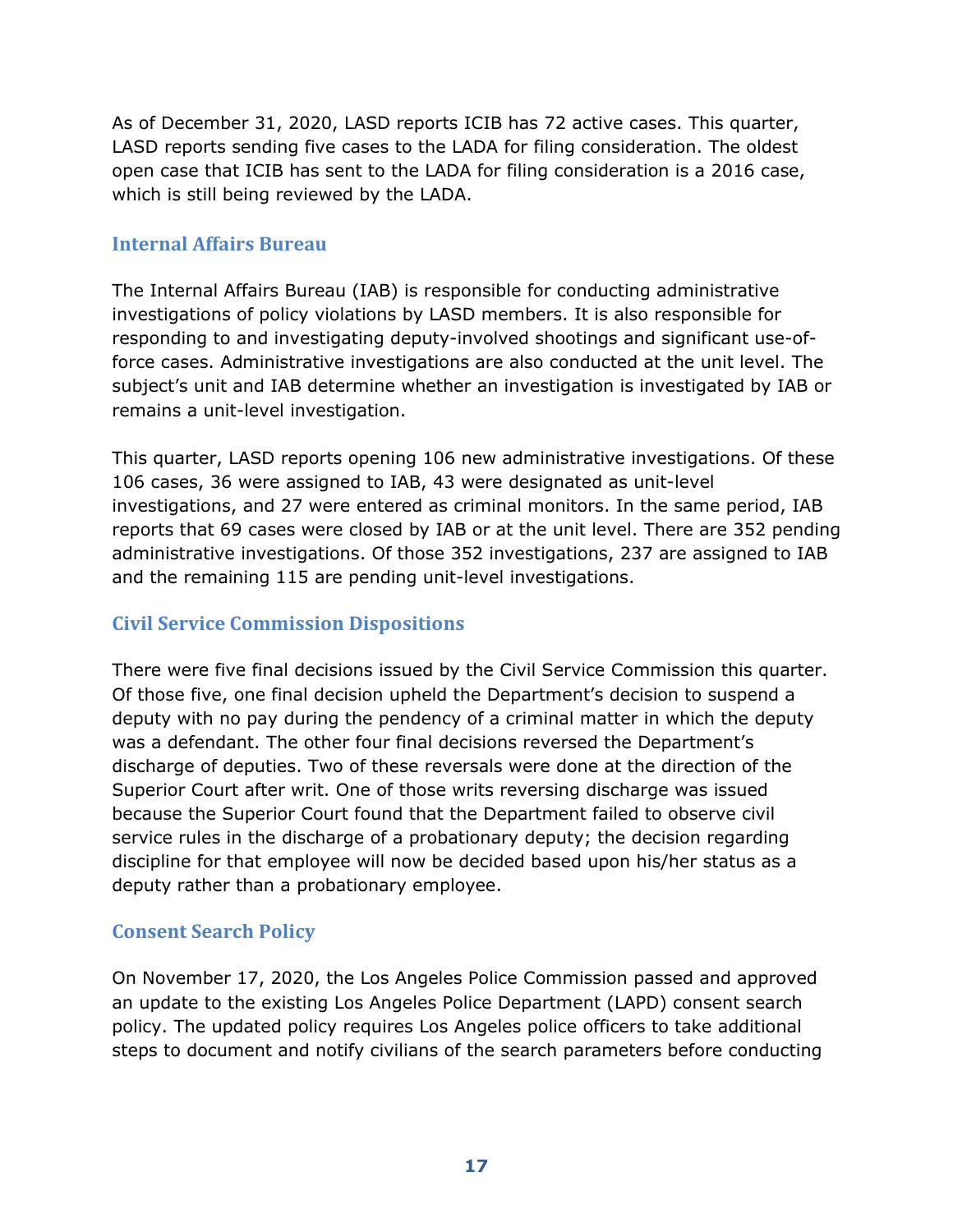As of December 31, 2020, LASD reports ICIB has 72 active cases. This quarter, LASD reports sending five cases to the LADA for filing consideration. The oldest open case that ICIB has sent to the LADA for filing consideration is a 2016 case, which is still being reviewed by the LADA.

### Internal Affairs Bureau

The Internal Affairs Bureau (IAB) is responsible for conducting administrative investigations of policy violations by LASD members. It is also responsible for responding to and investigating deputy-involved shootings and significant use-of-force cases. Administrative investigations are also conducted at the unit level. The subject's unit and IAB determine whether an investigation is investigated by IAB or remains a unit-level investigation.

This quarter, LASD reports opening 106 new administrative investigations. Of these 106 cases, 36 were assigned to IAB, 43 were designated as unit-level investigations, and 27 were entered as criminal monitors. In the same period, IAB reports that 69 cases were closed by IAB or at the unit level. There are 352 pending administrative investigations. Of those 352 investigations, 237 are assigned to IAB and the remaining 115 are pending unit-level investigations.

### Civil Service Commission Dispositions

There were five final decisions issued by the Civil Service Commission this quarter. Of those five, one final decision upheld the Department's decision to suspend a deputy with no pay during the pendency of a criminal matter in which the deputy was a defendant. The other four final decisions reversed the Department's discharge of deputies. Two of these reversals were done at the direction of the Superior Court after writ. One of those writs reversing discharge was issued because the Superior Court found that the Department failed to observe civil service rules in the discharge of a probationary deputy; the decision regarding discipline for that employee will now be decided based upon his/her status as a deputy rather than a probationary employee.

### Consent Search Policy

On November 17, 2020, the Los Angeles Police Commission passed and approved an update to the existing Los Angeles Police Department (LAPD) consent search policy. The updated policy requires Los Angeles police officers to take additional steps to document and notify civilians of the search parameters before conducting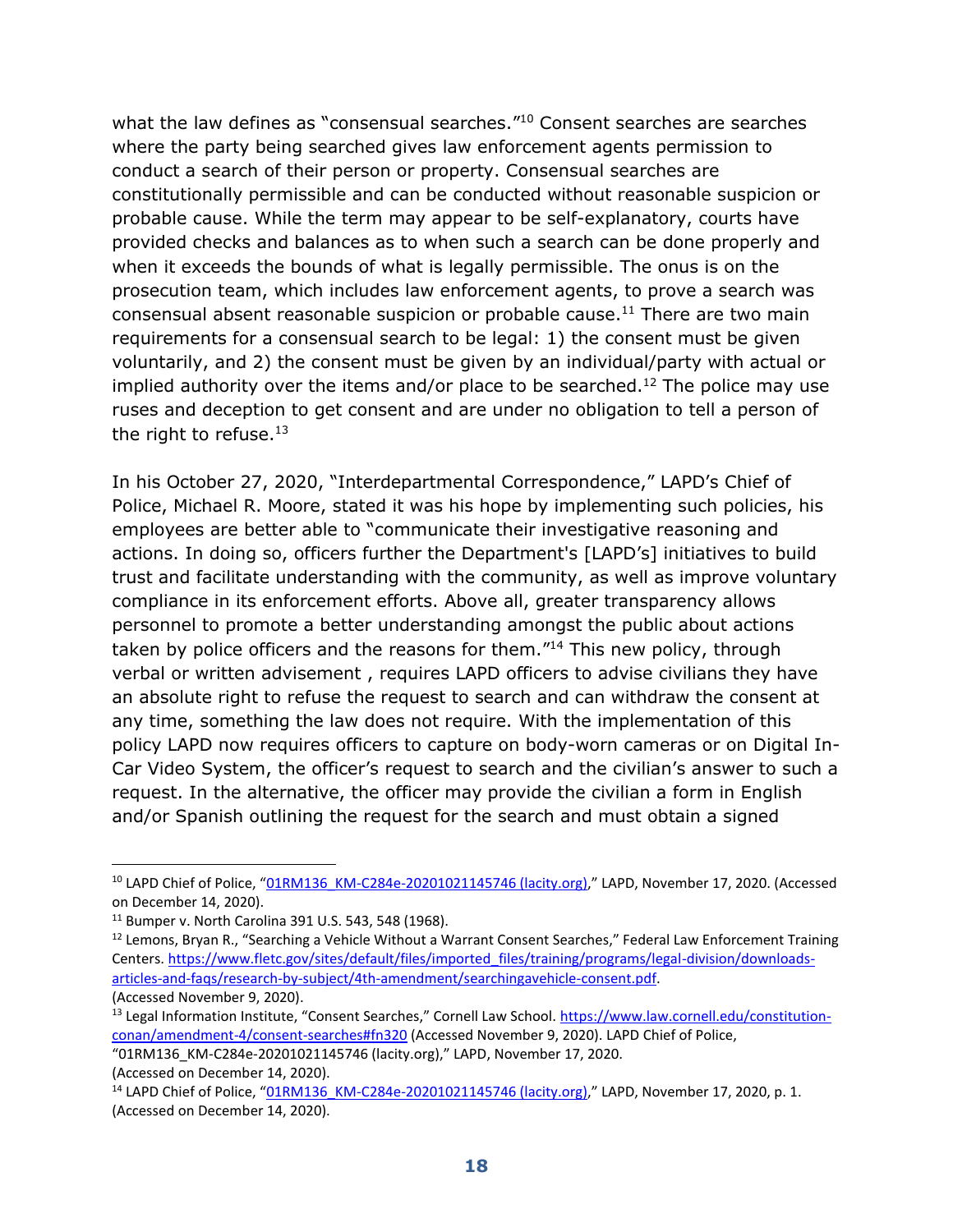what the law defines as "consensual searches."[10] Consent searches are searches where the party being searched gives law enforcement agents permission to conduct a search of their person or property. Consensual searches are constitutionally permissible and can be conducted without reasonable suspicion or probable cause. While the term may appear to be self-explanatory, courts have provided checks and balances as to when such a search can be done properly and when it exceeds the bounds of what is legally permissible. The onus is on the prosecution team, which includes law enforcement agents, to prove a search was consensual absent reasonable suspicion or probable cause.[11] There are two main requirements for a consensual search to be legal: 1) the consent must be given voluntarily, and 2) the consent must be given by an individual/party with actual or implied authority over the items and/or place to be searched.[12] The police may use ruses and deception to get consent and are under no obligation to tell a person of the right to refuse.[13]

In his October 27, 2020, "Interdepartmental Correspondence," LAPD's Chief of Police, Michael R. Moore, stated it was his hope by implementing such policies, his employees are better able to "communicate their investigative reasoning and actions. In doing so, officers further the Department's [LAPD's] initiatives to build trust and facilitate understanding with the community, as well as improve voluntary compliance in its enforcement efforts. Above all, greater transparency allows personnel to promote a better understanding amongst the public about actions taken by police officers and the reasons for them."[14] This new policy, through verbal or written advisement , requires LAPD officers to advise civilians they have an absolute right to refuse the request to search and can withdraw the consent at any time, something the law does not require. With the implementation of this policy LAPD now requires officers to capture on body-worn cameras or on Digital In-Car Video System, the officer's request to search and the civilian's answer to such a request. In the alternative, the officer may provide the civilian a form in English and/or Spanish outlining the request for the search and must obtain a signed

---

[10] LAPD Chief of Police, "01RM136_KM-C284e-20201021145746 (lacity.org)," LAPD, November 17, 2020. (Accessed on December 14, 2020).

[11] Bumper v. North Carolina 391 U.S. 543, 548 (1968).

[12] Lemons, Bryan R., "Searching a Vehicle Without a Warrant Consent Searches," Federal Law Enforcement Training Centers. https://www.fletc.gov/sites/default/files/imported_files/training/programs/legal-division/downloads-articles-and-faqs/research-by-subject/4th-amendment/searchingavehicle-consent.pdf. (Accessed November 9, 2020).

[13] Legal Information Institute, "Consent Searches," Cornell Law School. https://www.law.cornell.edu/constitution-conan/amendment-4/consent-searches#fn320 (Accessed November 9, 2020). LAPD Chief of Police, "01RM136_KM-C284e-20201021145746 (lacity.org)," LAPD, November 17, 2020. (Accessed on December 14, 2020).

[14] LAPD Chief of Police, "01RM136_KM-C284e-20201021145746 (lacity.org)," LAPD, November 17, 2020, p. 1. (Accessed on December 14, 2020).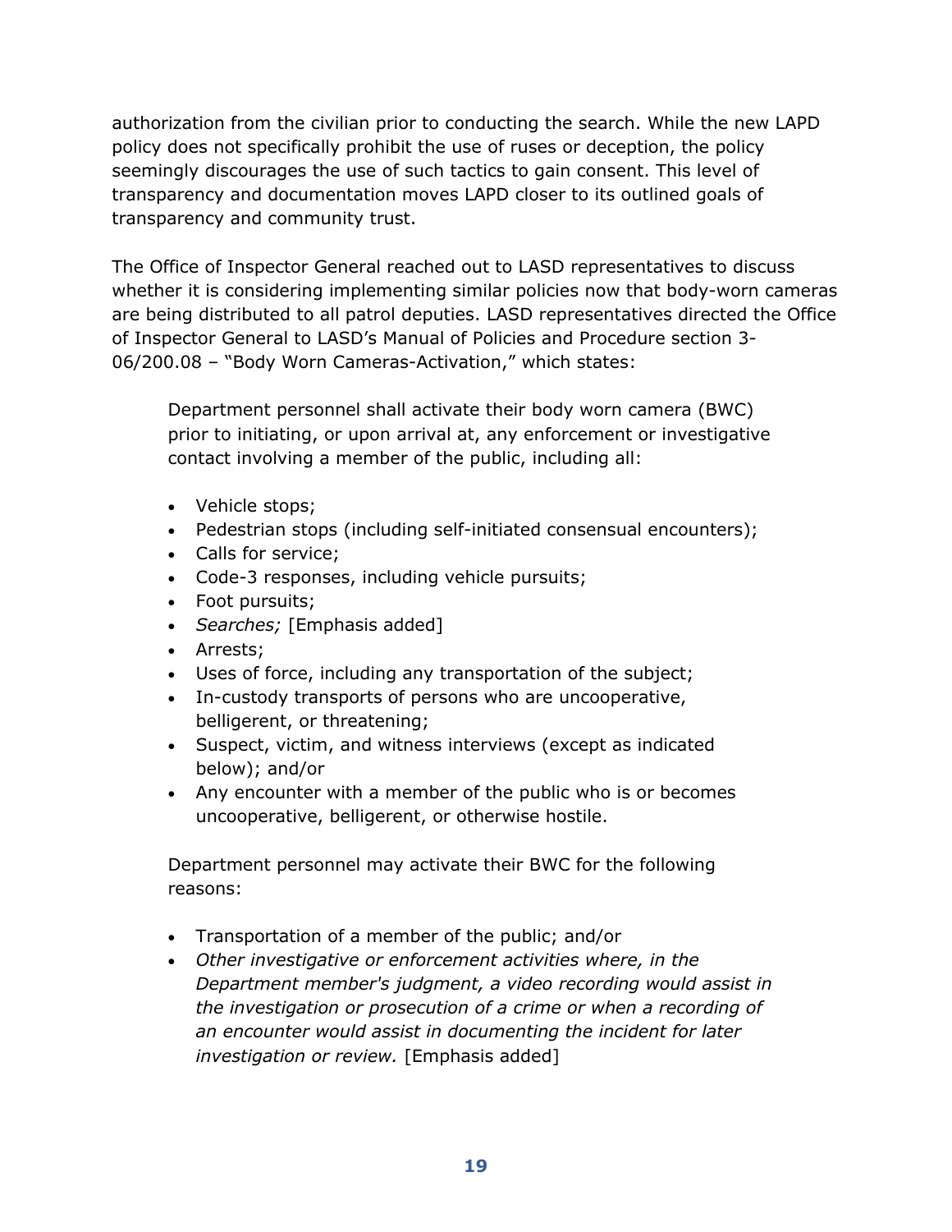authorization from the civilian prior to conducting the search. While the new LAPD policy does not specifically prohibit the use of ruses or deception, the policy seemingly discourages the use of such tactics to gain consent. This level of transparency and documentation moves LAPD closer to its outlined goals of transparency and community trust.

The Office of Inspector General reached out to LASD representatives to discuss whether it is considering implementing similar policies now that body-worn cameras are being distributed to all patrol deputies. LASD representatives directed the Office of Inspector General to LASD's Manual of Policies and Procedure section 3-06/200.08 – "Body Worn Cameras-Activation," which states:

> Department personnel shall activate their body worn camera (BWC) prior to initiating, or upon arrival at, any enforcement or investigative contact involving a member of the public, including all:
>
> - Vehicle stops;
> - Pedestrian stops (including self-initiated consensual encounters);
> - Calls for service;
> - Code-3 responses, including vehicle pursuits;
> - Foot pursuits;
> - *Searches;* [Emphasis added]
> - Arrests;
> - Uses of force, including any transportation of the subject;
> - In-custody transports of persons who are uncooperative, belligerent, or threatening;
> - Suspect, victim, and witness interviews (except as indicated below); and/or
> - Any encounter with a member of the public who is or becomes uncooperative, belligerent, or otherwise hostile.
>
> Department personnel may activate their BWC for the following reasons:
>
> - Transportation of a member of the public; and/or
> - *Other investigative or enforcement activities where, in the Department member's judgment, a video recording would assist in the investigation or prosecution of a crime or when a recording of an encounter would assist in documenting the incident for later investigation or review.* [Emphasis added]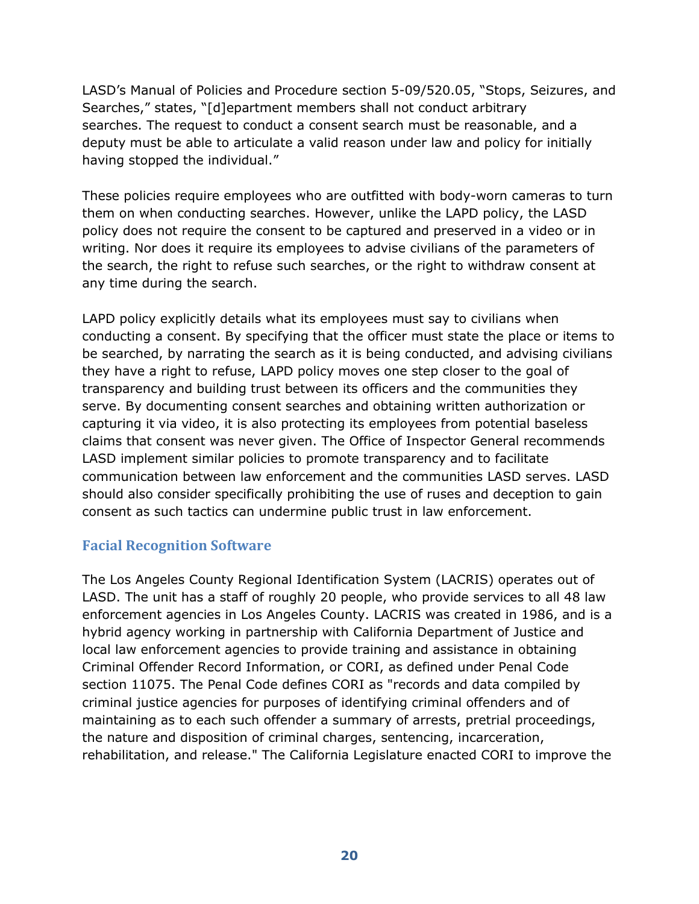LASD's Manual of Policies and Procedure section 5-09/520.05, "Stops, Seizures, and Searches," states, "[d]epartment members shall not conduct arbitrary searches. The request to conduct a consent search must be reasonable, and a deputy must be able to articulate a valid reason under law and policy for initially having stopped the individual."

These policies require employees who are outfitted with body-worn cameras to turn them on when conducting searches. However, unlike the LAPD policy, the LASD policy does not require the consent to be captured and preserved in a video or in writing. Nor does it require its employees to advise civilians of the parameters of the search, the right to refuse such searches, or the right to withdraw consent at any time during the search.

LAPD policy explicitly details what its employees must say to civilians when conducting a consent. By specifying that the officer must state the place or items to be searched, by narrating the search as it is being conducted, and advising civilians they have a right to refuse, LAPD policy moves one step closer to the goal of transparency and building trust between its officers and the communities they serve. By documenting consent searches and obtaining written authorization or capturing it via video, it is also protecting its employees from potential baseless claims that consent was never given. The Office of Inspector General recommends LASD implement similar policies to promote transparency and to facilitate communication between law enforcement and the communities LASD serves. LASD should also consider specifically prohibiting the use of ruses and deception to gain consent as such tactics can undermine public trust in law enforcement.

## Facial Recognition Software

The Los Angeles County Regional Identification System (LACRIS) operates out of LASD. The unit has a staff of roughly 20 people, who provide services to all 48 law enforcement agencies in Los Angeles County. LACRIS was created in 1986, and is a hybrid agency working in partnership with California Department of Justice and local law enforcement agencies to provide training and assistance in obtaining Criminal Offender Record Information, or CORI, as defined under Penal Code section 11075. The Penal Code defines CORI as "records and data compiled by criminal justice agencies for purposes of identifying criminal offenders and of maintaining as to each such offender a summary of arrests, pretrial proceedings, the nature and disposition of criminal charges, sentencing, incarceration, rehabilitation, and release." The California Legislature enacted CORI to improve the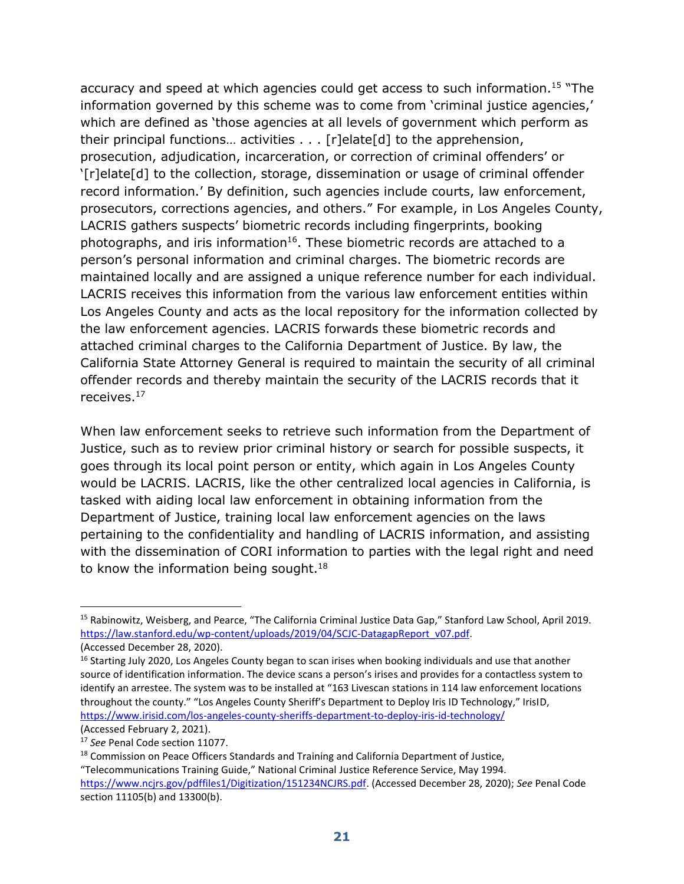accuracy and speed at which agencies could get access to such information.[15] "The information governed by this scheme was to come from 'criminal justice agencies,' which are defined as 'those agencies at all levels of government which perform as their principal functions… activities . . . [r]elate[d] to the apprehension, prosecution, adjudication, incarceration, or correction of criminal offenders' or '[r]elate[d] to the collection, storage, dissemination or usage of criminal offender record information.' By definition, such agencies include courts, law enforcement, prosecutors, corrections agencies, and others." For example, in Los Angeles County, LACRIS gathers suspects' biometric records including fingerprints, booking photographs, and iris information[16]. These biometric records are attached to a person's personal information and criminal charges. The biometric records are maintained locally and are assigned a unique reference number for each individual. LACRIS receives this information from the various law enforcement entities within Los Angeles County and acts as the local repository for the information collected by the law enforcement agencies. LACRIS forwards these biometric records and attached criminal charges to the California Department of Justice. By law, the California State Attorney General is required to maintain the security of all criminal offender records and thereby maintain the security of the LACRIS records that it receives.[17]

When law enforcement seeks to retrieve such information from the Department of Justice, such as to review prior criminal history or search for possible suspects, it goes through its local point person or entity, which again in Los Angeles County would be LACRIS. LACRIS, like the other centralized local agencies in California, is tasked with aiding local law enforcement in obtaining information from the Department of Justice, training local law enforcement agencies on the laws pertaining to the confidentiality and handling of LACRIS information, and assisting with the dissemination of CORI information to parties with the legal right and need to know the information being sought.[18]

---

[15] Rabinowitz, Weisberg, and Pearce, "The California Criminal Justice Data Gap," Stanford Law School, April 2019. https://law.stanford.edu/wp-content/uploads/2019/04/SCJC-DatagapReport_v07.pdf. (Accessed December 28, 2020).

[16] Starting July 2020, Los Angeles County began to scan irises when booking individuals and use that another source of identification information. The device scans a person's irises and provides for a contactless system to identify an arrestee. The system was to be installed at "163 Livescan stations in 114 law enforcement locations throughout the county." "Los Angeles County Sheriff's Department to Deploy Iris ID Technology," IrisID, https://www.irisid.com/los-angeles-county-sheriffs-department-to-deploy-iris-id-technology/ (Accessed February 2, 2021).

[17] *See* Penal Code section 11077.

[18] Commission on Peace Officers Standards and Training and California Department of Justice, "Telecommunications Training Guide," National Criminal Justice Reference Service, May 1994. https://www.ncjrs.gov/pdffiles1/Digitization/151234NCJRS.pdf. (Accessed December 28, 2020); *See* Penal Code section 11105(b) and 13300(b).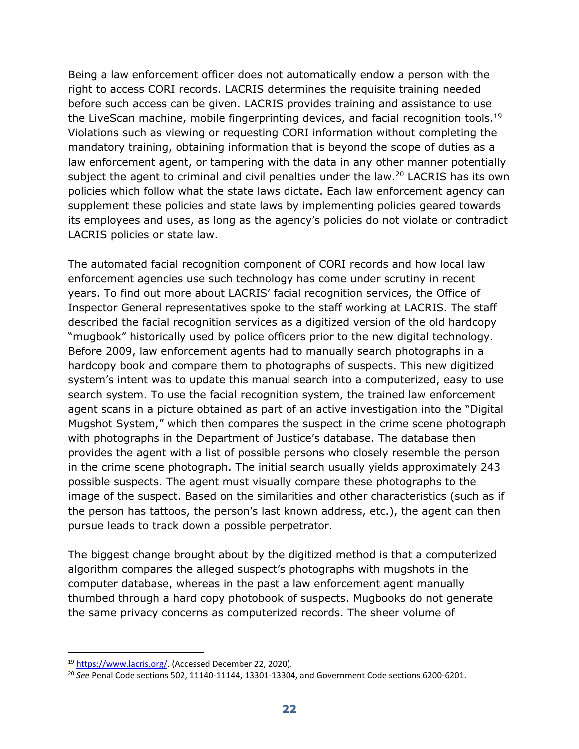Being a law enforcement officer does not automatically endow a person with the right to access CORI records. LACRIS determines the requisite training needed before such access can be given. LACRIS provides training and assistance to use the LiveScan machine, mobile fingerprinting devices, and facial recognition tools.[19] Violations such as viewing or requesting CORI information without completing the mandatory training, obtaining information that is beyond the scope of duties as a law enforcement agent, or tampering with the data in any other manner potentially subject the agent to criminal and civil penalties under the law.[20] LACRIS has its own policies which follow what the state laws dictate. Each law enforcement agency can supplement these policies and state laws by implementing policies geared towards its employees and uses, as long as the agency's policies do not violate or contradict LACRIS policies or state law.

The automated facial recognition component of CORI records and how local law enforcement agencies use such technology has come under scrutiny in recent years. To find out more about LACRIS' facial recognition services, the Office of Inspector General representatives spoke to the staff working at LACRIS. The staff described the facial recognition services as a digitized version of the old hardcopy "mugbook" historically used by police officers prior to the new digital technology. Before 2009, law enforcement agents had to manually search photographs in a hardcopy book and compare them to photographs of suspects. This new digitized system's intent was to update this manual search into a computerized, easy to use search system. To use the facial recognition system, the trained law enforcement agent scans in a picture obtained as part of an active investigation into the "Digital Mugshot System," which then compares the suspect in the crime scene photograph with photographs in the Department of Justice's database. The database then provides the agent with a list of possible persons who closely resemble the person in the crime scene photograph. The initial search usually yields approximately 243 possible suspects. The agent must visually compare these photographs to the image of the suspect. Based on the similarities and other characteristics (such as if the person has tattoos, the person's last known address, etc.), the agent can then pursue leads to track down a possible perpetrator.

The biggest change brought about by the digitized method is that a computerized algorithm compares the alleged suspect's photographs with mugshots in the computer database, whereas in the past a law enforcement agent manually thumbed through a hard copy photobook of suspects. Mugbooks do not generate the same privacy concerns as computerized records. The sheer volume of

---

[19] https://www.lacris.org/. (Accessed December 22, 2020).

[20] *See* Penal Code sections 502, 11140-11144, 13301-13304, and Government Code sections 6200-6201.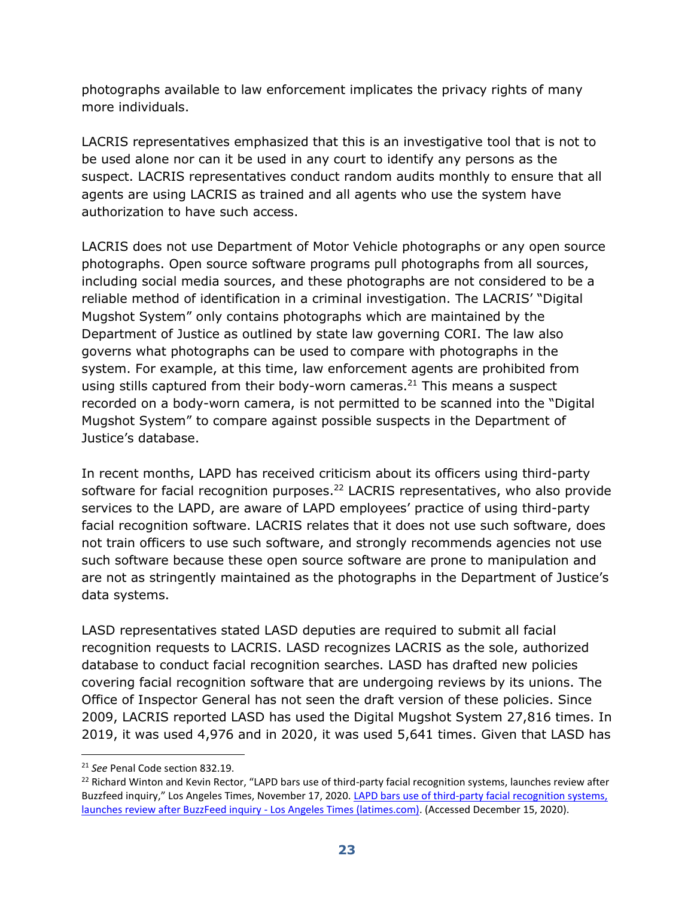photographs available to law enforcement implicates the privacy rights of many more individuals.

LACRIS representatives emphasized that this is an investigative tool that is not to be used alone nor can it be used in any court to identify any persons as the suspect. LACRIS representatives conduct random audits monthly to ensure that all agents are using LACRIS as trained and all agents who use the system have authorization to have such access.

LACRIS does not use Department of Motor Vehicle photographs or any open source photographs. Open source software programs pull photographs from all sources, including social media sources, and these photographs are not considered to be a reliable method of identification in a criminal investigation. The LACRIS' "Digital Mugshot System" only contains photographs which are maintained by the Department of Justice as outlined by state law governing CORI. The law also governs what photographs can be used to compare with photographs in the system. For example, at this time, law enforcement agents are prohibited from using stills captured from their body-worn cameras.[21] This means a suspect recorded on a body-worn camera, is not permitted to be scanned into the "Digital Mugshot System" to compare against possible suspects in the Department of Justice's database.

In recent months, LAPD has received criticism about its officers using third-party software for facial recognition purposes.[22] LACRIS representatives, who also provide services to the LAPD, are aware of LAPD employees' practice of using third-party facial recognition software. LACRIS relates that it does not use such software, does not train officers to use such software, and strongly recommends agencies not use such software because these open source software are prone to manipulation and are not as stringently maintained as the photographs in the Department of Justice's data systems.

LASD representatives stated LASD deputies are required to submit all facial recognition requests to LACRIS. LASD recognizes LACRIS as the sole, authorized database to conduct facial recognition searches. LASD has drafted new policies covering facial recognition software that are undergoing reviews by its unions. The Office of Inspector General has not seen the draft version of these policies. Since 2009, LACRIS reported LASD has used the Digital Mugshot System 27,816 times. In 2019, it was used 4,976 and in 2020, it was used 5,641 times. Given that LASD has

---

[21] *See* Penal Code section 832.19.

[22] Richard Winton and Kevin Rector, "LAPD bars use of third-party facial recognition systems, launches review after Buzzfeed inquiry," Los Angeles Times, November 17, 2020. [LAPD bars use of third-party facial recognition systems, launches review after BuzzFeed inquiry - Los Angeles Times (latimes.com)](). (Accessed December 15, 2020).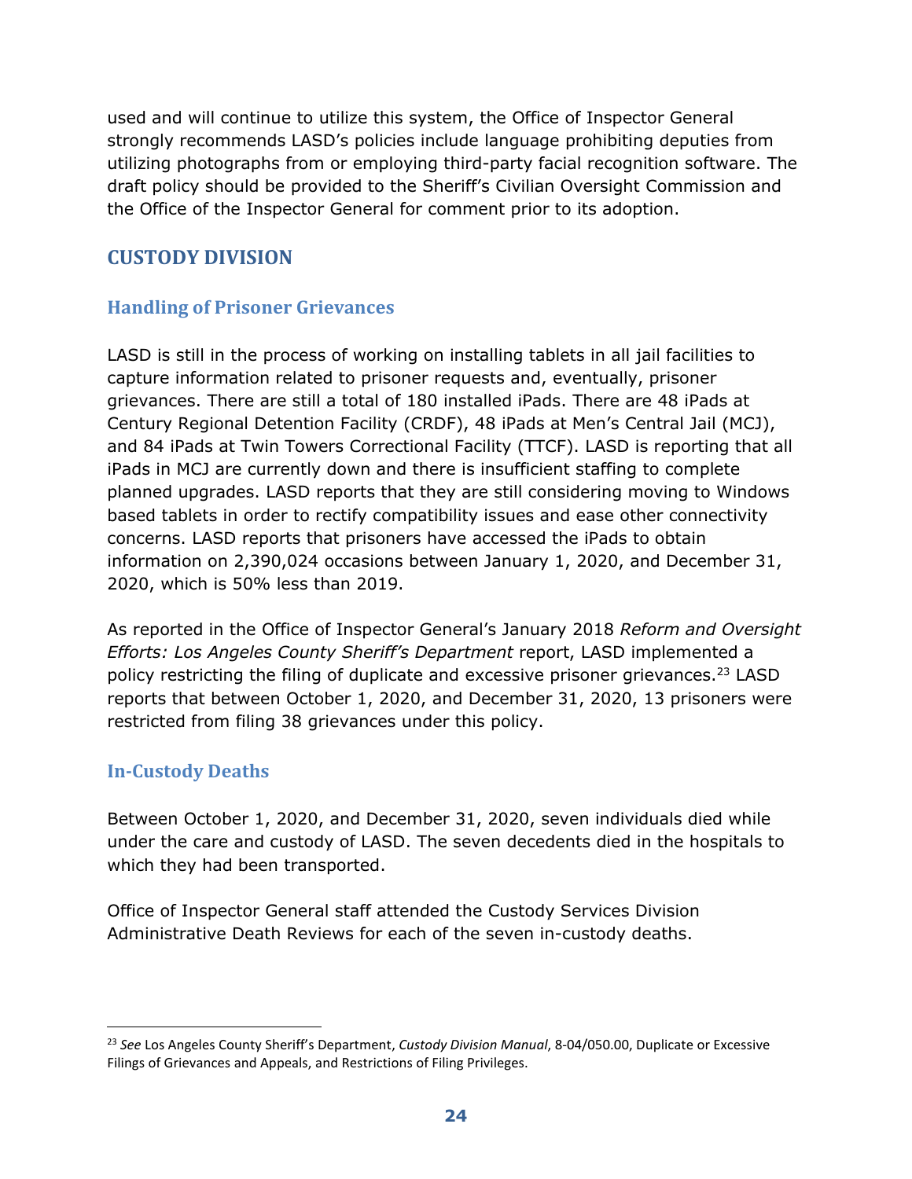used and will continue to utilize this system, the Office of Inspector General strongly recommends LASD's policies include language prohibiting deputies from utilizing photographs from or employing third-party facial recognition software. The draft policy should be provided to the Sheriff's Civilian Oversight Commission and the Office of the Inspector General for comment prior to its adoption.

## CUSTODY DIVISION

### Handling of Prisoner Grievances

LASD is still in the process of working on installing tablets in all jail facilities to capture information related to prisoner requests and, eventually, prisoner grievances. There are still a total of 180 installed iPads. There are 48 iPads at Century Regional Detention Facility (CRDF), 48 iPads at Men's Central Jail (MCJ), and 84 iPads at Twin Towers Correctional Facility (TTCF). LASD is reporting that all iPads in MCJ are currently down and there is insufficient staffing to complete planned upgrades. LASD reports that they are still considering moving to Windows based tablets in order to rectify compatibility issues and ease other connectivity concerns. LASD reports that prisoners have accessed the iPads to obtain information on 2,390,024 occasions between January 1, 2020, and December 31, 2020, which is 50% less than 2019.

As reported in the Office of Inspector General's January 2018 *Reform and Oversight Efforts: Los Angeles County Sheriff's Department* report, LASD implemented a policy restricting the filing of duplicate and excessive prisoner grievances.[23] LASD reports that between October 1, 2020, and December 31, 2020, 13 prisoners were restricted from filing 38 grievances under this policy.

### In-Custody Deaths

Between October 1, 2020, and December 31, 2020, seven individuals died while under the care and custody of LASD. The seven decedents died in the hospitals to which they had been transported.

Office of Inspector General staff attended the Custody Services Division Administrative Death Reviews for each of the seven in-custody deaths.

---

[23] *See* Los Angeles County Sheriff's Department, *Custody Division Manual*, 8-04/050.00, Duplicate or Excessive Filings of Grievances and Appeals, and Restrictions of Filing Privileges.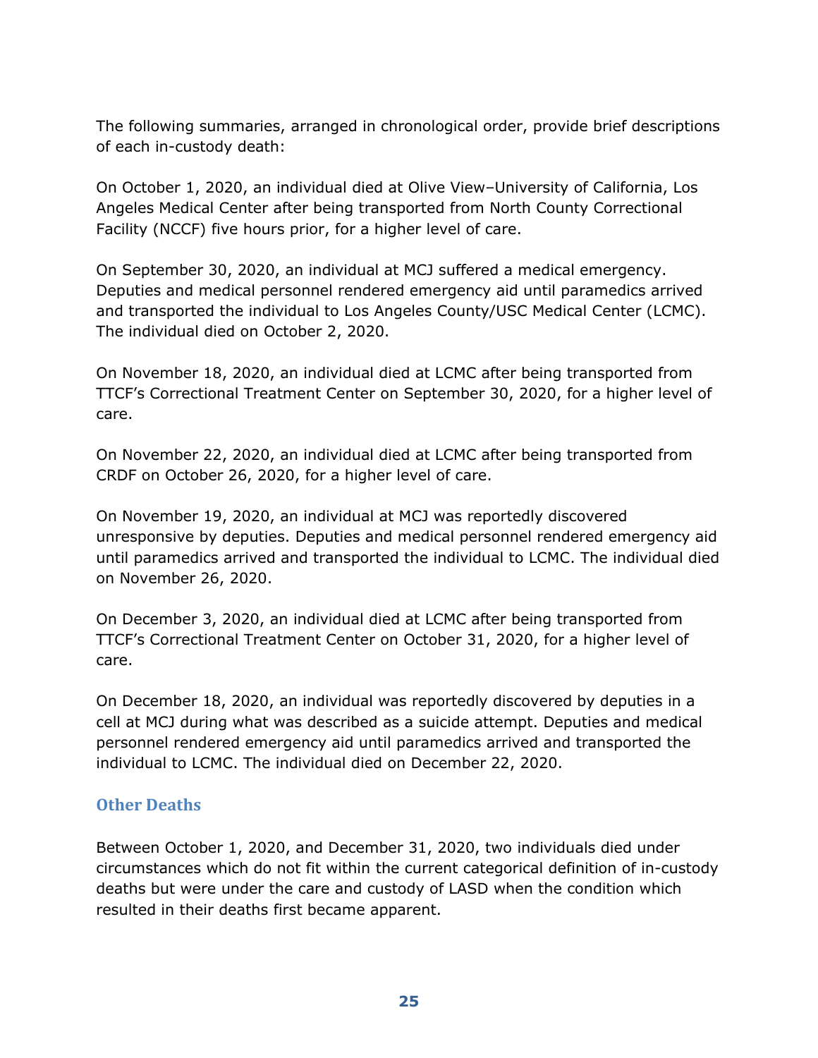The following summaries, arranged in chronological order, provide brief descriptions of each in-custody death:

On October 1, 2020, an individual died at Olive View–University of California, Los Angeles Medical Center after being transported from North County Correctional Facility (NCCF) five hours prior, for a higher level of care.

On September 30, 2020, an individual at MCJ suffered a medical emergency. Deputies and medical personnel rendered emergency aid until paramedics arrived and transported the individual to Los Angeles County/USC Medical Center (LCMC). The individual died on October 2, 2020.

On November 18, 2020, an individual died at LCMC after being transported from TTCF's Correctional Treatment Center on September 30, 2020, for a higher level of care.

On November 22, 2020, an individual died at LCMC after being transported from CRDF on October 26, 2020, for a higher level of care.

On November 19, 2020, an individual at MCJ was reportedly discovered unresponsive by deputies. Deputies and medical personnel rendered emergency aid until paramedics arrived and transported the individual to LCMC. The individual died on November 26, 2020.

On December 3, 2020, an individual died at LCMC after being transported from TTCF's Correctional Treatment Center on October 31, 2020, for a higher level of care.

On December 18, 2020, an individual was reportedly discovered by deputies in a cell at MCJ during what was described as a suicide attempt. Deputies and medical personnel rendered emergency aid until paramedics arrived and transported the individual to LCMC. The individual died on December 22, 2020.

### Other Deaths

Between October 1, 2020, and December 31, 2020, two individuals died under circumstances which do not fit within the current categorical definition of in-custody deaths but were under the care and custody of LASD when the condition which resulted in their deaths first became apparent.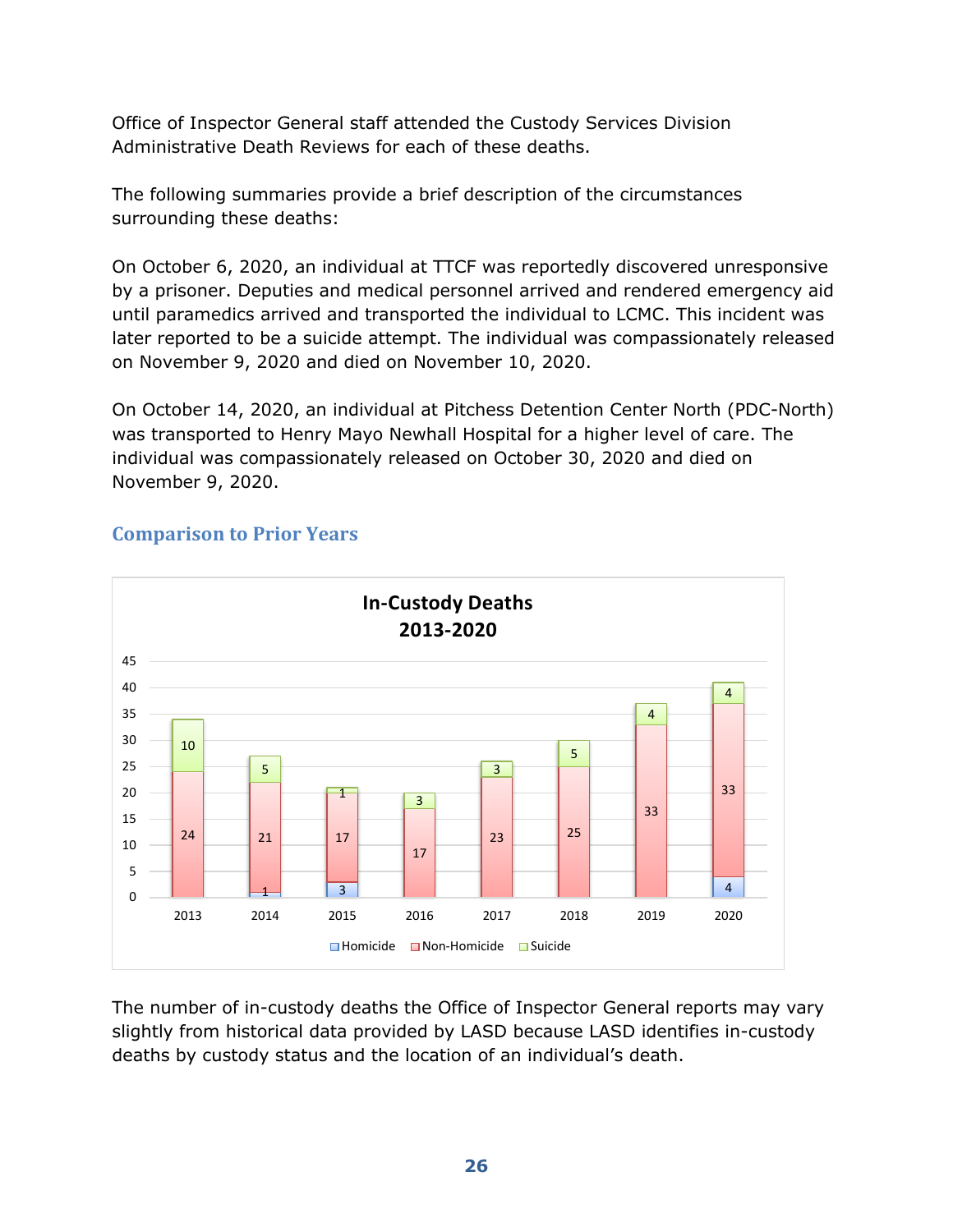Office of Inspector General staff attended the Custody Services Division Administrative Death Reviews for each of these deaths.

The following summaries provide a brief description of the circumstances surrounding these deaths:

On October 6, 2020, an individual at TTCF was reportedly discovered unresponsive by a prisoner. Deputies and medical personnel arrived and rendered emergency aid until paramedics arrived and transported the individual to LCMC. This incident was later reported to be a suicide attempt. The individual was compassionately released on November 9, 2020 and died on November 10, 2020.

On October 14, 2020, an individual at Pitchess Detention Center North (PDC-North) was transported to Henry Mayo Newhall Hospital for a higher level of care. The individual was compassionately released on October 30, 2020 and died on November 9, 2020.

## Comparison to Prior Years

**In-Custody Deaths 2013-2020**

| Year | Homicide | Non-Homicide | Suicide |
|---|---|---|---|
| 2013 | | 24 | 10 |
| 2014 | 1 | 21 | 5 |
| 2015 | 3 | 17 | 1 |
| 2016 | | 17 | 3 |
| 2017 | | 23 | 3 |
| 2018 | | 25 | 5 |
| 2019 | | 33 | 4 |
| 2020 | 4 | 33 | 4 |

The number of in-custody deaths the Office of Inspector General reports may vary slightly from historical data provided by LASD because LASD identifies in-custody deaths by custody status and the location of an individual's death.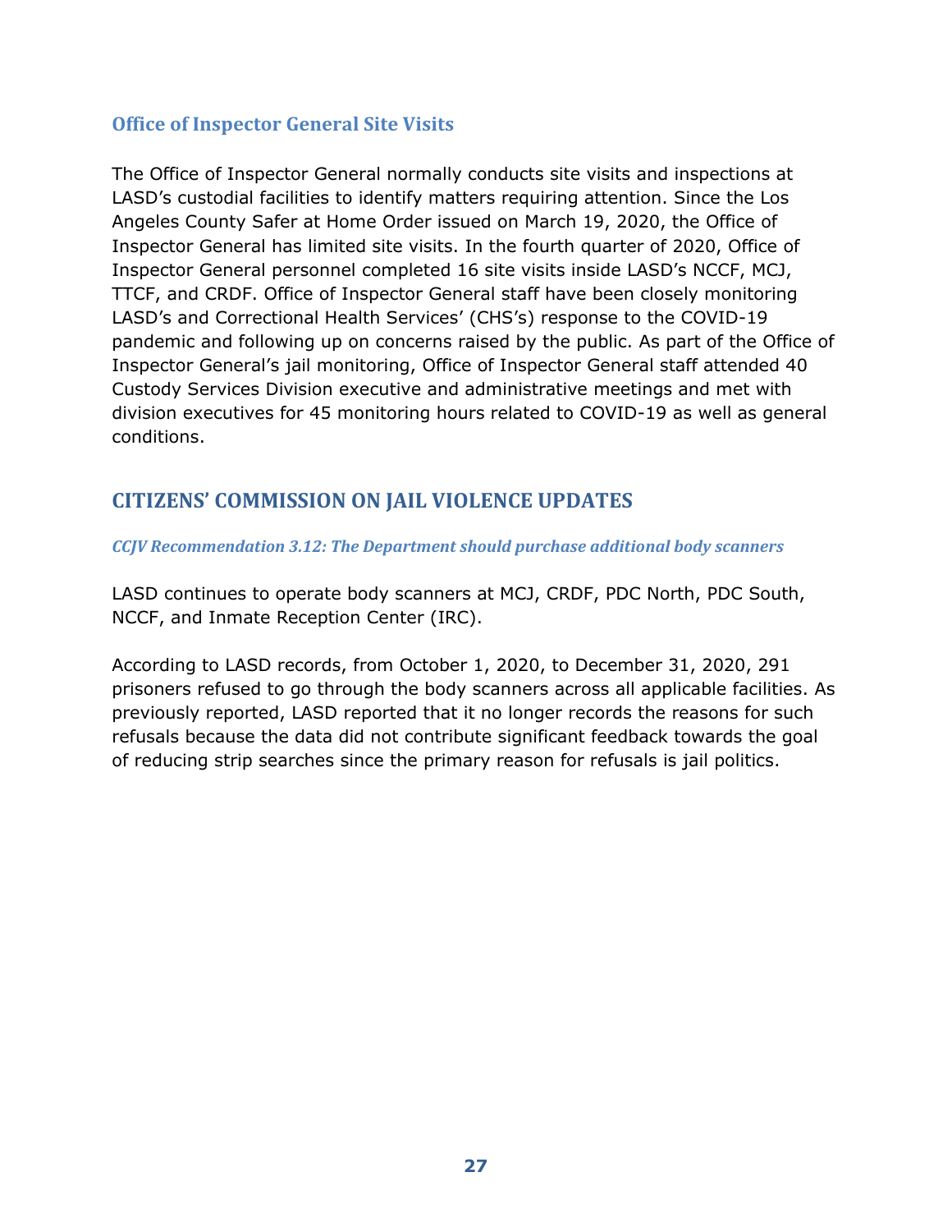### Office of Inspector General Site Visits

The Office of Inspector General normally conducts site visits and inspections at LASD's custodial facilities to identify matters requiring attention. Since the Los Angeles County Safer at Home Order issued on March 19, 2020, the Office of Inspector General has limited site visits. In the fourth quarter of 2020, Office of Inspector General personnel completed 16 site visits inside LASD's NCCF, MCJ, TTCF, and CRDF. Office of Inspector General staff have been closely monitoring LASD's and Correctional Health Services' (CHS's) response to the COVID-19 pandemic and following up on concerns raised by the public. As part of the Office of Inspector General's jail monitoring, Office of Inspector General staff attended 40 Custody Services Division executive and administrative meetings and met with division executives for 45 monitoring hours related to COVID-19 as well as general conditions.

## CITIZENS' COMMISSION ON JAIL VIOLENCE UPDATES

#### *CCJV Recommendation 3.12: The Department should purchase additional body scanners*

LASD continues to operate body scanners at MCJ, CRDF, PDC North, PDC South, NCCF, and Inmate Reception Center (IRC).

According to LASD records, from October 1, 2020, to December 31, 2020, 291 prisoners refused to go through the body scanners across all applicable facilities. As previously reported, LASD reported that it no longer records the reasons for such refusals because the data did not contribute significant feedback towards the goal of reducing strip searches since the primary reason for refusals is jail politics.